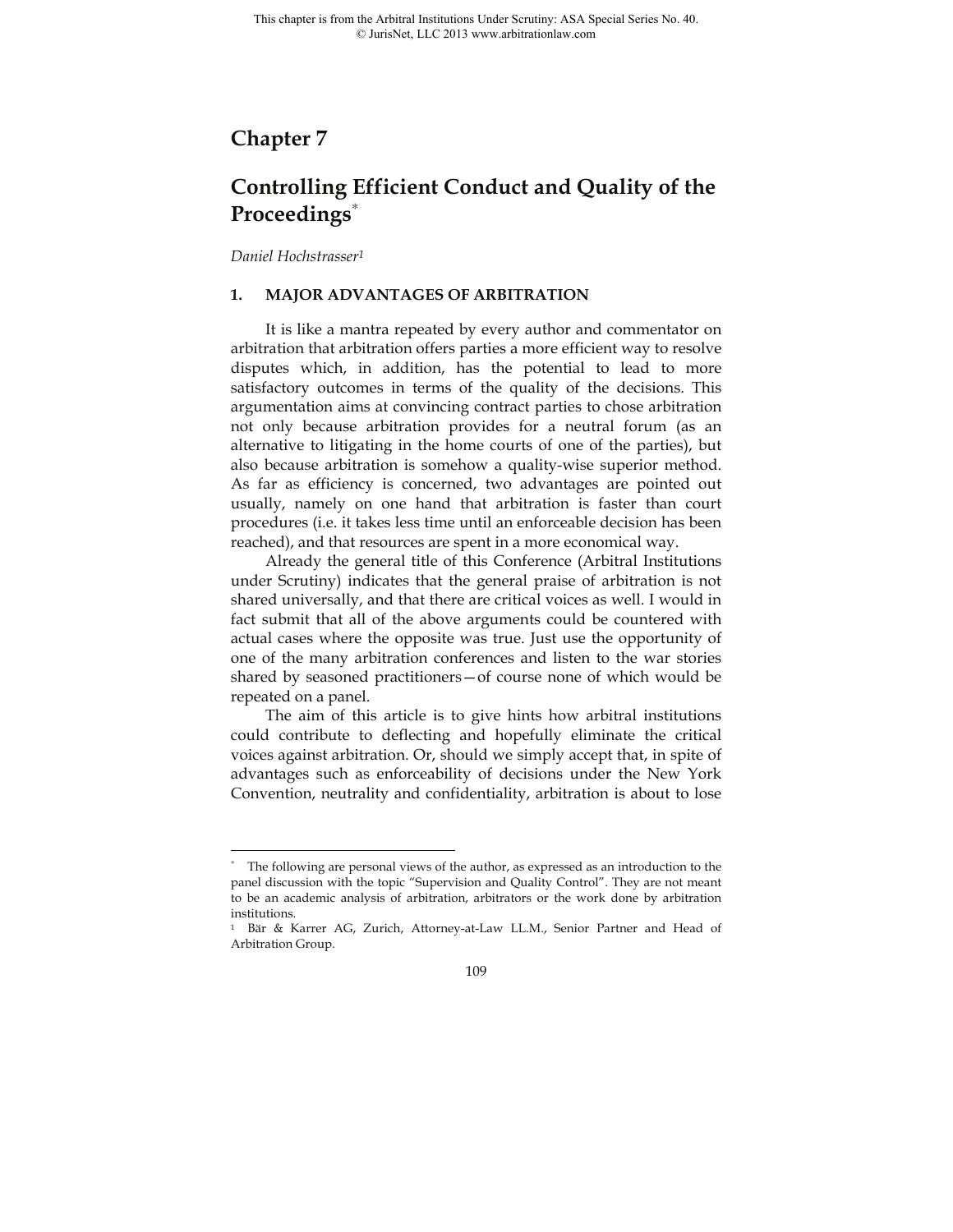This chapter is from the Arbitral Institutions Under Scrutiny: ASA Special Series No. 40.
© JurisNet, LLC 2013 www.arbitrationlaw.com

# Chapter 7

# Controlling Efficient Conduct and Quality of the Proceedings[*]

*Daniel Hochstrasser*[1]

## 1. MAJOR ADVANTAGES OF ARBITRATION

It is like a mantra repeated by every author and commentator on arbitration that arbitration offers parties a more efficient way to resolve disputes which, in addition, has the potential to lead to more satisfactory outcomes in terms of the quality of the decisions. This argumentation aims at convincing contract parties to chose arbitration not only because arbitration provides for a neutral forum (as an alternative to litigating in the home courts of one of the parties), but also because arbitration is somehow a quality-wise superior method. As far as efficiency is concerned, two advantages are pointed out usually, namely on one hand that arbitration is faster than court procedures (i.e. it takes less time until an enforceable decision has been reached), and that resources are spent in a more economical way.

Already the general title of this Conference (Arbitral Institutions under Scrutiny) indicates that the general praise of arbitration is not shared universally, and that there are critical voices as well. I would in fact submit that all of the above arguments could be countered with actual cases where the opposite was true. Just use the opportunity of one of the many arbitration conferences and listen to the war stories shared by seasoned practitioners—of course none of which would be repeated on a panel.

The aim of this article is to give hints how arbitral institutions could contribute to deflecting and hopefully eliminate the critical voices against arbitration. Or, should we simply accept that, in spite of advantages such as enforceability of decisions under the New York Convention, neutrality and confidentiality, arbitration is about to lose

---

[*] The following are personal views of the author, as expressed as an introduction to the panel discussion with the topic "Supervision and Quality Control". They are not meant to be an academic analysis of arbitration, arbitrators or the work done by arbitration institutions.

[1] Bär & Karrer AG, Zurich, Attorney-at-Law LL.M., Senior Partner and Head of Arbitration Group.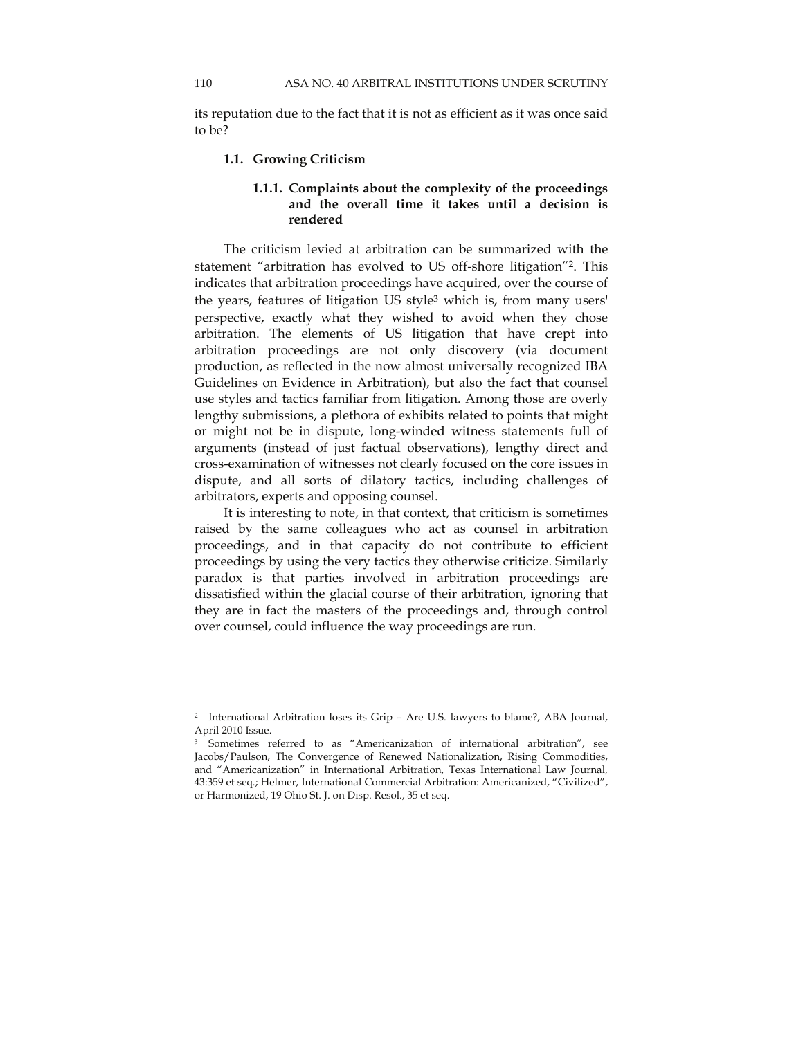its reputation due to the fact that it is not as efficient as it was once said to be?

### 1.1. Growing Criticism

#### 1.1.1. Complaints about the complexity of the proceedings and the overall time it takes until a decision is rendered

The criticism levied at arbitration can be summarized with the statement "arbitration has evolved to US off-shore litigation"[2]. This indicates that arbitration proceedings have acquired, over the course of the years, features of litigation US style[3] which is, from many users' perspective, exactly what they wished to avoid when they chose arbitration. The elements of US litigation that have crept into arbitration proceedings are not only discovery (via document production, as reflected in the now almost universally recognized IBA Guidelines on Evidence in Arbitration), but also the fact that counsel use styles and tactics familiar from litigation. Among those are overly lengthy submissions, a plethora of exhibits related to points that might or might not be in dispute, long-winded witness statements full of arguments (instead of just factual observations), lengthy direct and cross-examination of witnesses not clearly focused on the core issues in dispute, and all sorts of dilatory tactics, including challenges of arbitrators, experts and opposing counsel.

It is interesting to note, in that context, that criticism is sometimes raised by the same colleagues who act as counsel in arbitration proceedings, and in that capacity do not contribute to efficient proceedings by using the very tactics they otherwise criticize. Similarly paradox is that parties involved in arbitration proceedings are dissatisfied within the glacial course of their arbitration, ignoring that they are in fact the masters of the proceedings and, through control over counsel, could influence the way proceedings are run.

---

[2] International Arbitration loses its Grip – Are U.S. lawyers to blame?, ABA Journal, April 2010 Issue.

[3] Sometimes referred to as "Americanization of international arbitration", see Jacobs/Paulson, The Convergence of Renewed Nationalization, Rising Commodities, and "Americanization" in International Arbitration, Texas International Law Journal, 43:359 et seq.; Helmer, International Commercial Arbitration: Americanized, "Civilized", or Harmonized, 19 Ohio St. J. on Disp. Resol., 35 et seq.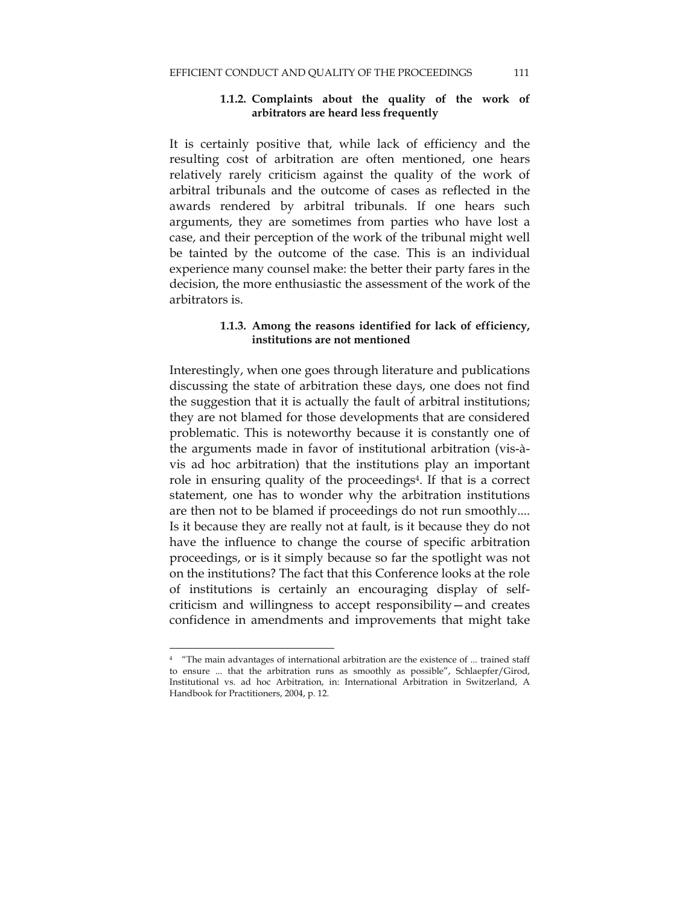#### 1.1.2. Complaints about the quality of the work of arbitrators are heard less frequently

It is certainly positive that, while lack of efficiency and the resulting cost of arbitration are often mentioned, one hears relatively rarely criticism against the quality of the work of arbitral tribunals and the outcome of cases as reflected in the awards rendered by arbitral tribunals. If one hears such arguments, they are sometimes from parties who have lost a case, and their perception of the work of the tribunal might well be tainted by the outcome of the case. This is an individual experience many counsel make: the better their party fares in the decision, the more enthusiastic the assessment of the work of the arbitrators is.

#### 1.1.3. Among the reasons identified for lack of efficiency, institutions are not mentioned

Interestingly, when one goes through literature and publications discussing the state of arbitration these days, one does not find the suggestion that it is actually the fault of arbitral institutions; they are not blamed for those developments that are considered problematic. This is noteworthy because it is constantly one of the arguments made in favor of institutional arbitration (vis-à-vis ad hoc arbitration) that the institutions play an important role in ensuring quality of the proceedings[4]. If that is a correct statement, one has to wonder why the arbitration institutions are then not to be blamed if proceedings do not run smoothly.... Is it because they are really not at fault, is it because they do not have the influence to change the course of specific arbitration proceedings, or is it simply because so far the spotlight was not on the institutions? The fact that this Conference looks at the role of institutions is certainly an encouraging display of self-criticism and willingness to accept responsibility—and creates confidence in amendments and improvements that might take

[4] "The main advantages of international arbitration are the existence of ... trained staff to ensure ... that the arbitration runs as smoothly as possible", Schlaepfer/Girod, Institutional vs. ad hoc Arbitration, in: International Arbitration in Switzerland, A Handbook for Practitioners, 2004, p. 12.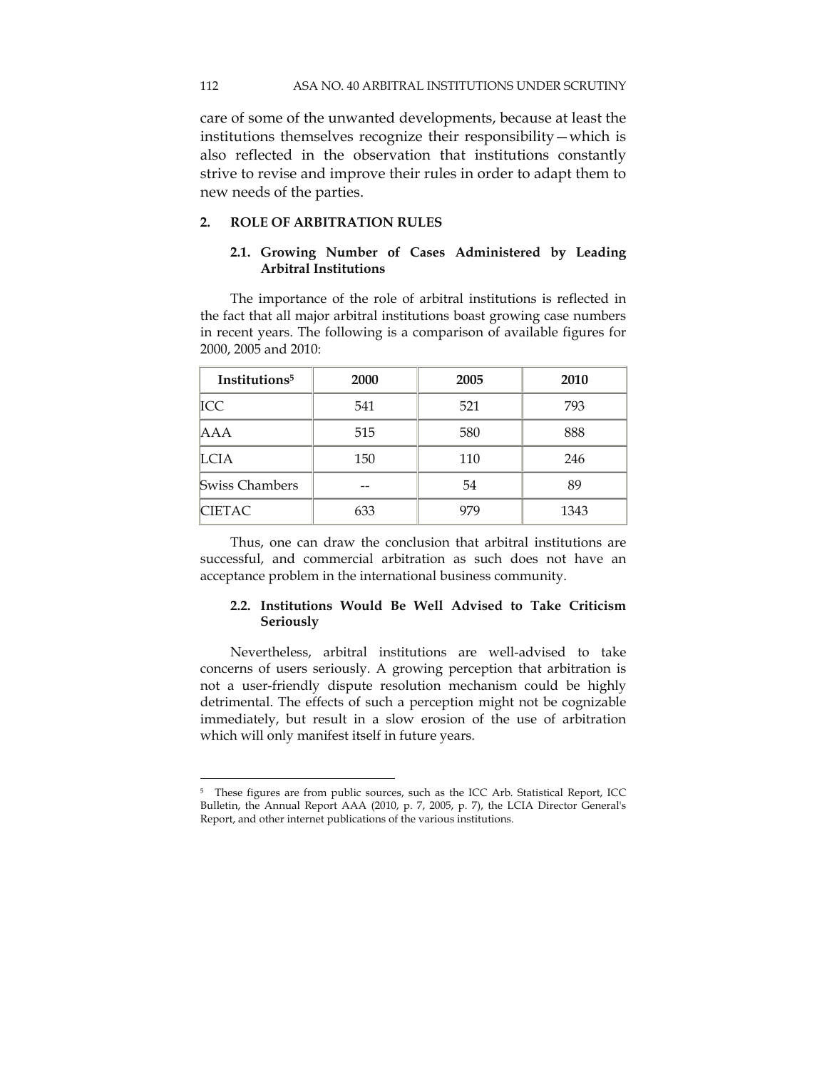care of some of the unwanted developments, because at least the institutions themselves recognize their responsibility—which is also reflected in the observation that institutions constantly strive to revise and improve their rules in order to adapt them to new needs of the parties.

## 2. ROLE OF ARBITRATION RULES

### 2.1. Growing Number of Cases Administered by Leading Arbitral Institutions

The importance of the role of arbitral institutions is reflected in the fact that all major arbitral institutions boast growing case numbers in recent years. The following is a comparison of available figures for 2000, 2005 and 2010:

| Institutions[5] | 2000 | 2005 | 2010 |
|---|---|---|---|
| ICC | 541 | 521 | 793 |
| AAA | 515 | 580 | 888 |
| LCIA | 150 | 110 | 246 |
| Swiss Chambers | -- | 54 | 89 |
| CIETAC | 633 | 979 | 1343 |

Thus, one can draw the conclusion that arbitral institutions are successful, and commercial arbitration as such does not have an acceptance problem in the international business community.

### 2.2. Institutions Would Be Well Advised to Take Criticism Seriously

Nevertheless, arbitral institutions are well-advised to take concerns of users seriously. A growing perception that arbitration is not a user-friendly dispute resolution mechanism could be highly detrimental. The effects of such a perception might not be cognizable immediately, but result in a slow erosion of the use of arbitration which will only manifest itself in future years.

---

[5] These figures are from public sources, such as the ICC Arb. Statistical Report, ICC Bulletin, the Annual Report AAA (2010, p. 7, 2005, p. 7), the LCIA Director General's Report, and other internet publications of the various institutions.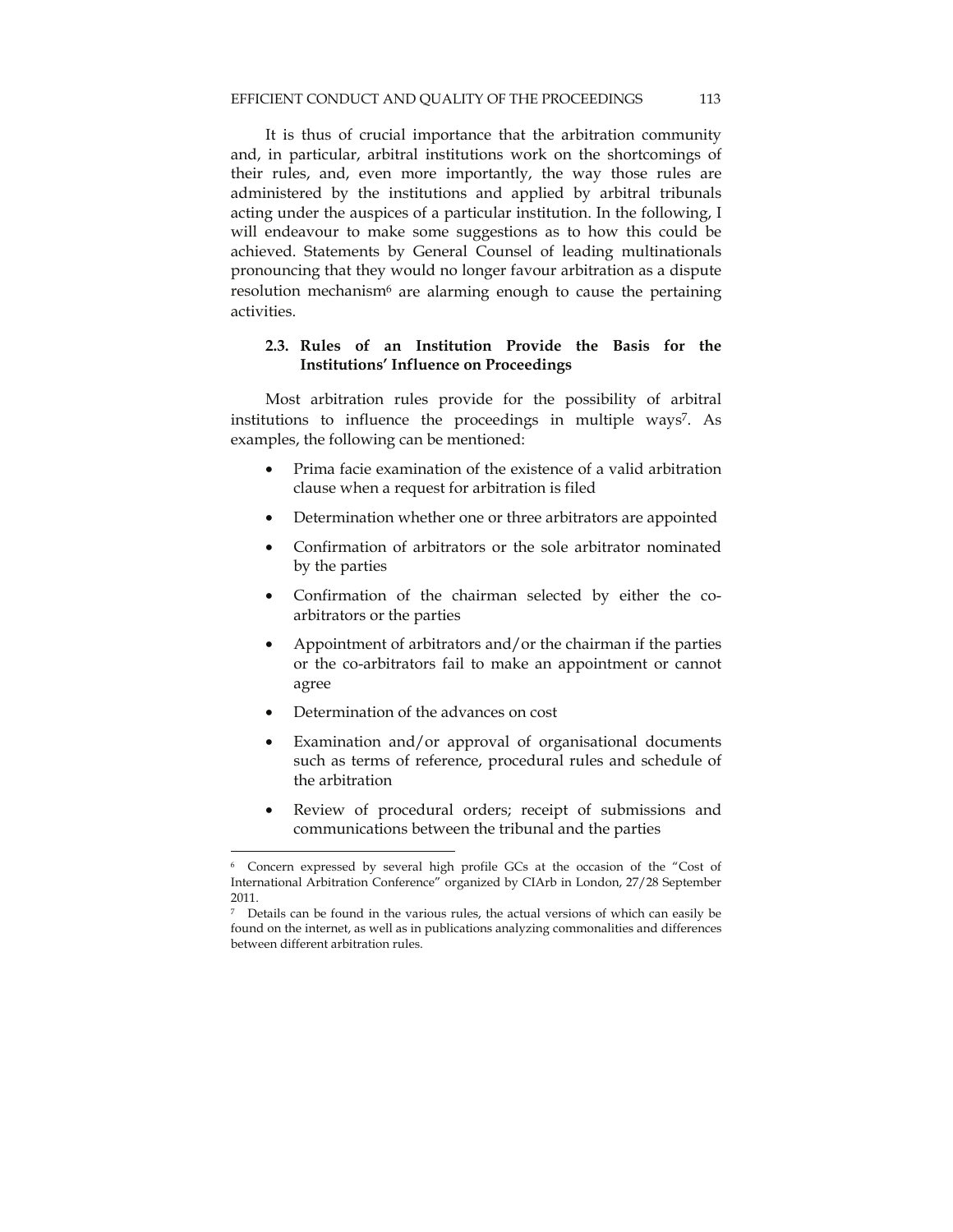It is thus of crucial importance that the arbitration community and, in particular, arbitral institutions work on the shortcomings of their rules, and, even more importantly, the way those rules are administered by the institutions and applied by arbitral tribunals acting under the auspices of a particular institution. In the following, I will endeavour to make some suggestions as to how this could be achieved. Statements by General Counsel of leading multinationals pronouncing that they would no longer favour arbitration as a dispute resolution mechanism[6] are alarming enough to cause the pertaining activities.

### 2.3. Rules of an Institution Provide the Basis for the Institutions' Influence on Proceedings

Most arbitration rules provide for the possibility of arbitral institutions to influence the proceedings in multiple ways[7]. As examples, the following can be mentioned:

- Prima facie examination of the existence of a valid arbitration clause when a request for arbitration is filed
- Determination whether one or three arbitrators are appointed
- Confirmation of arbitrators or the sole arbitrator nominated by the parties
- Confirmation of the chairman selected by either the co-arbitrators or the parties
- Appointment of arbitrators and/or the chairman if the parties or the co-arbitrators fail to make an appointment or cannot agree
- Determination of the advances on cost
- Examination and/or approval of organisational documents such as terms of reference, procedural rules and schedule of the arbitration
- Review of procedural orders; receipt of submissions and communications between the tribunal and the parties

[6] Concern expressed by several high profile GCs at the occasion of the "Cost of International Arbitration Conference" organized by CIArb in London, 27/28 September 2011.

[7] Details can be found in the various rules, the actual versions of which can easily be found on the internet, as well as in publications analyzing commonalities and differences between different arbitration rules.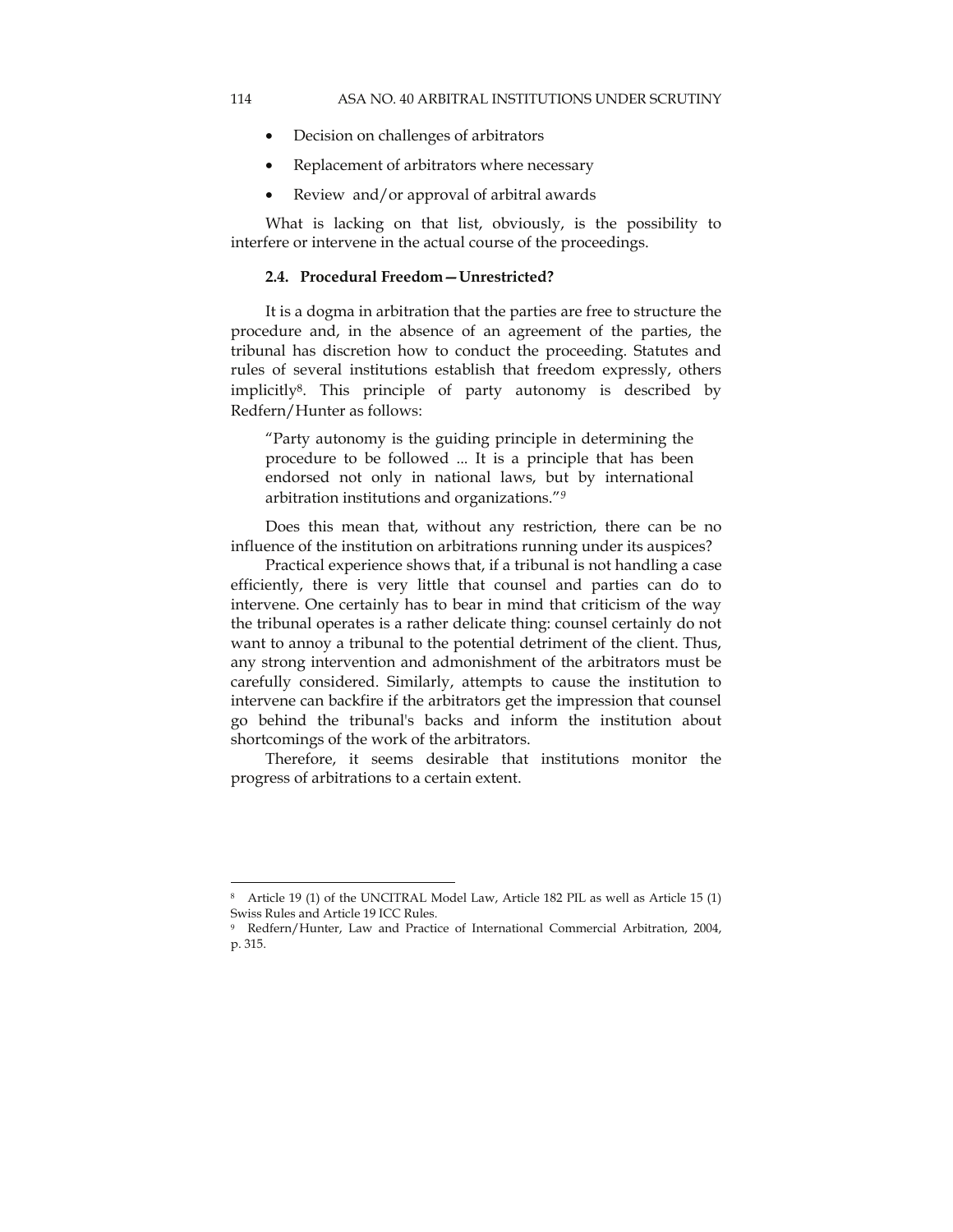- Decision on challenges of arbitrators
- Replacement of arbitrators where necessary
- Review and/or approval of arbitral awards

What is lacking on that list, obviously, is the possibility to interfere or intervene in the actual course of the proceedings.

### 2.4. Procedural Freedom—Unrestricted?

It is a dogma in arbitration that the parties are free to structure the procedure and, in the absence of an agreement of the parties, the tribunal has discretion how to conduct the proceeding. Statutes and rules of several institutions establish that freedom expressly, others implicitly[8]. This principle of party autonomy is described by Redfern/Hunter as follows:

> "Party autonomy is the guiding principle in determining the procedure to be followed ... It is a principle that has been endorsed not only in national laws, but by international arbitration institutions and organizations."[9]

Does this mean that, without any restriction, there can be no influence of the institution on arbitrations running under its auspices?

Practical experience shows that, if a tribunal is not handling a case efficiently, there is very little that counsel and parties can do to intervene. One certainly has to bear in mind that criticism of the way the tribunal operates is a rather delicate thing: counsel certainly do not want to annoy a tribunal to the potential detriment of the client. Thus, any strong intervention and admonishment of the arbitrators must be carefully considered. Similarly, attempts to cause the institution to intervene can backfire if the arbitrators get the impression that counsel go behind the tribunal's backs and inform the institution about shortcomings of the work of the arbitrators.

Therefore, it seems desirable that institutions monitor the progress of arbitrations to a certain extent.

---

[8] Article 19 (1) of the UNCITRAL Model Law, Article 182 PIL as well as Article 15 (1) Swiss Rules and Article 19 ICC Rules.

[9] Redfern/Hunter, Law and Practice of International Commercial Arbitration, 2004, p. 315.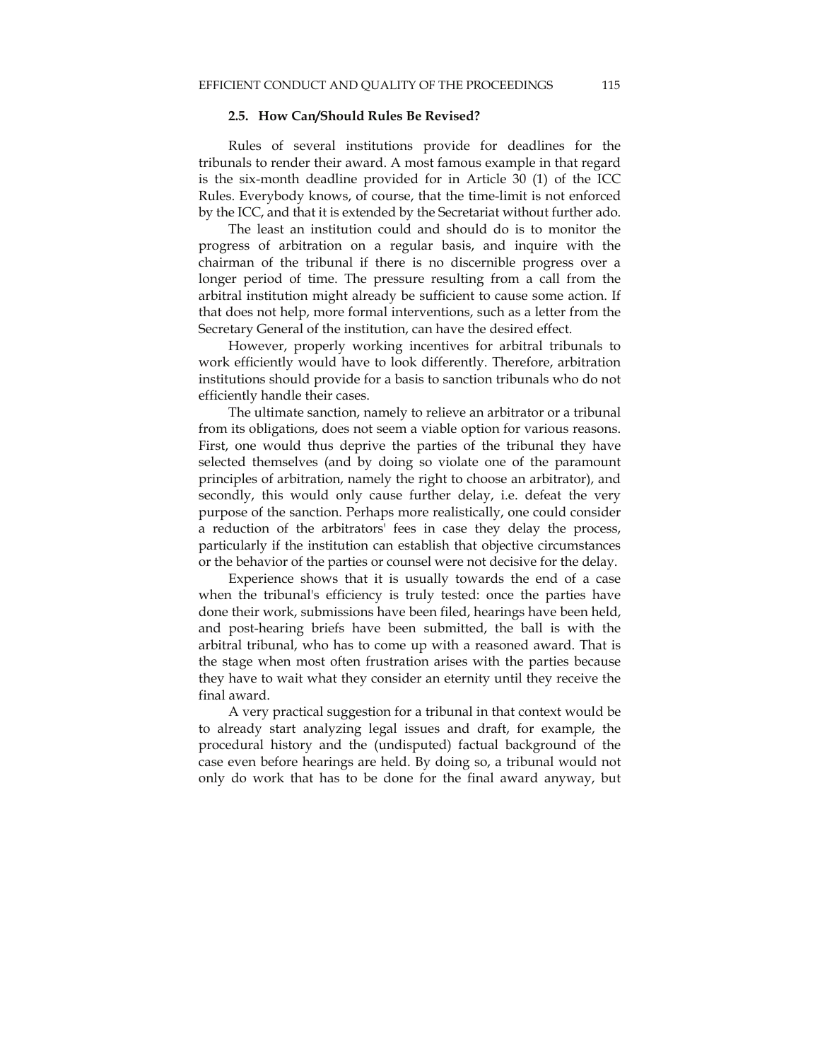### 2.5. How Can/Should Rules Be Revised?

Rules of several institutions provide for deadlines for the tribunals to render their award. A most famous example in that regard is the six-month deadline provided for in Article 30 (1) of the ICC Rules. Everybody knows, of course, that the time-limit is not enforced by the ICC, and that it is extended by the Secretariat without further ado.

The least an institution could and should do is to monitor the progress of arbitration on a regular basis, and inquire with the chairman of the tribunal if there is no discernible progress over a longer period of time. The pressure resulting from a call from the arbitral institution might already be sufficient to cause some action. If that does not help, more formal interventions, such as a letter from the Secretary General of the institution, can have the desired effect.

However, properly working incentives for arbitral tribunals to work efficiently would have to look differently. Therefore, arbitration institutions should provide for a basis to sanction tribunals who do not efficiently handle their cases.

The ultimate sanction, namely to relieve an arbitrator or a tribunal from its obligations, does not seem a viable option for various reasons. First, one would thus deprive the parties of the tribunal they have selected themselves (and by doing so violate one of the paramount principles of arbitration, namely the right to choose an arbitrator), and secondly, this would only cause further delay, i.e. defeat the very purpose of the sanction. Perhaps more realistically, one could consider a reduction of the arbitrators' fees in case they delay the process, particularly if the institution can establish that objective circumstances or the behavior of the parties or counsel were not decisive for the delay.

Experience shows that it is usually towards the end of a case when the tribunal's efficiency is truly tested: once the parties have done their work, submissions have been filed, hearings have been held, and post-hearing briefs have been submitted, the ball is with the arbitral tribunal, who has to come up with a reasoned award. That is the stage when most often frustration arises with the parties because they have to wait what they consider an eternity until they receive the final award.

A very practical suggestion for a tribunal in that context would be to already start analyzing legal issues and draft, for example, the procedural history and the (undisputed) factual background of the case even before hearings are held. By doing so, a tribunal would not only do work that has to be done for the final award anyway, but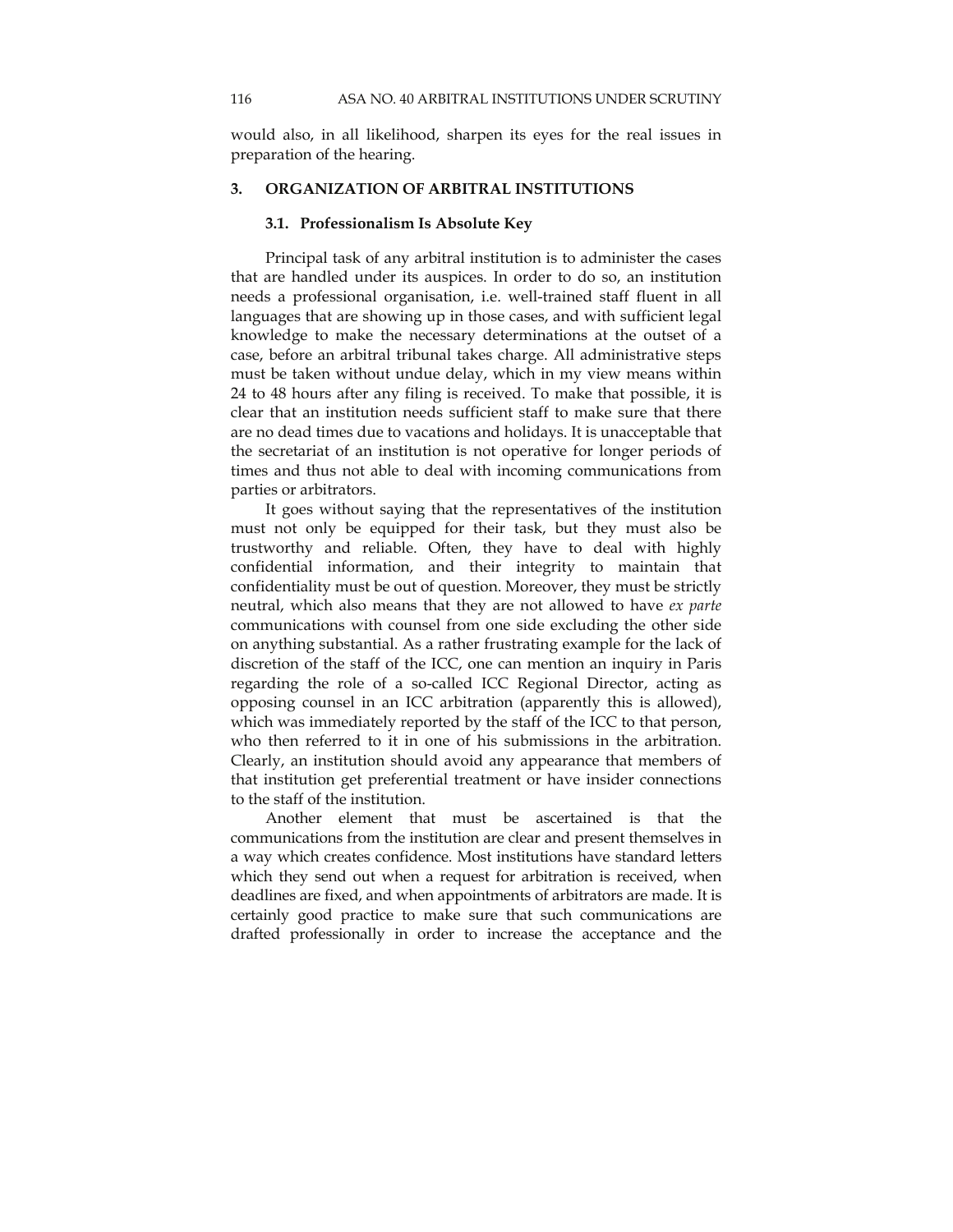would also, in all likelihood, sharpen its eyes for the real issues in preparation of the hearing.

## 3. ORGANIZATION OF ARBITRAL INSTITUTIONS

### 3.1. Professionalism Is Absolute Key

Principal task of any arbitral institution is to administer the cases that are handled under its auspices. In order to do so, an institution needs a professional organisation, i.e. well-trained staff fluent in all languages that are showing up in those cases, and with sufficient legal knowledge to make the necessary determinations at the outset of a case, before an arbitral tribunal takes charge. All administrative steps must be taken without undue delay, which in my view means within 24 to 48 hours after any filing is received. To make that possible, it is clear that an institution needs sufficient staff to make sure that there are no dead times due to vacations and holidays. It is unacceptable that the secretariat of an institution is not operative for longer periods of times and thus not able to deal with incoming communications from parties or arbitrators.

It goes without saying that the representatives of the institution must not only be equipped for their task, but they must also be trustworthy and reliable. Often, they have to deal with highly confidential information, and their integrity to maintain that confidentiality must be out of question. Moreover, they must be strictly neutral, which also means that they are not allowed to have *ex parte* communications with counsel from one side excluding the other side on anything substantial. As a rather frustrating example for the lack of discretion of the staff of the ICC, one can mention an inquiry in Paris regarding the role of a so-called ICC Regional Director, acting as opposing counsel in an ICC arbitration (apparently this is allowed), which was immediately reported by the staff of the ICC to that person, who then referred to it in one of his submissions in the arbitration. Clearly, an institution should avoid any appearance that members of that institution get preferential treatment or have insider connections to the staff of the institution.

Another element that must be ascertained is that the communications from the institution are clear and present themselves in a way which creates confidence. Most institutions have standard letters which they send out when a request for arbitration is received, when deadlines are fixed, and when appointments of arbitrators are made. It is certainly good practice to make sure that such communications are drafted professionally in order to increase the acceptance and the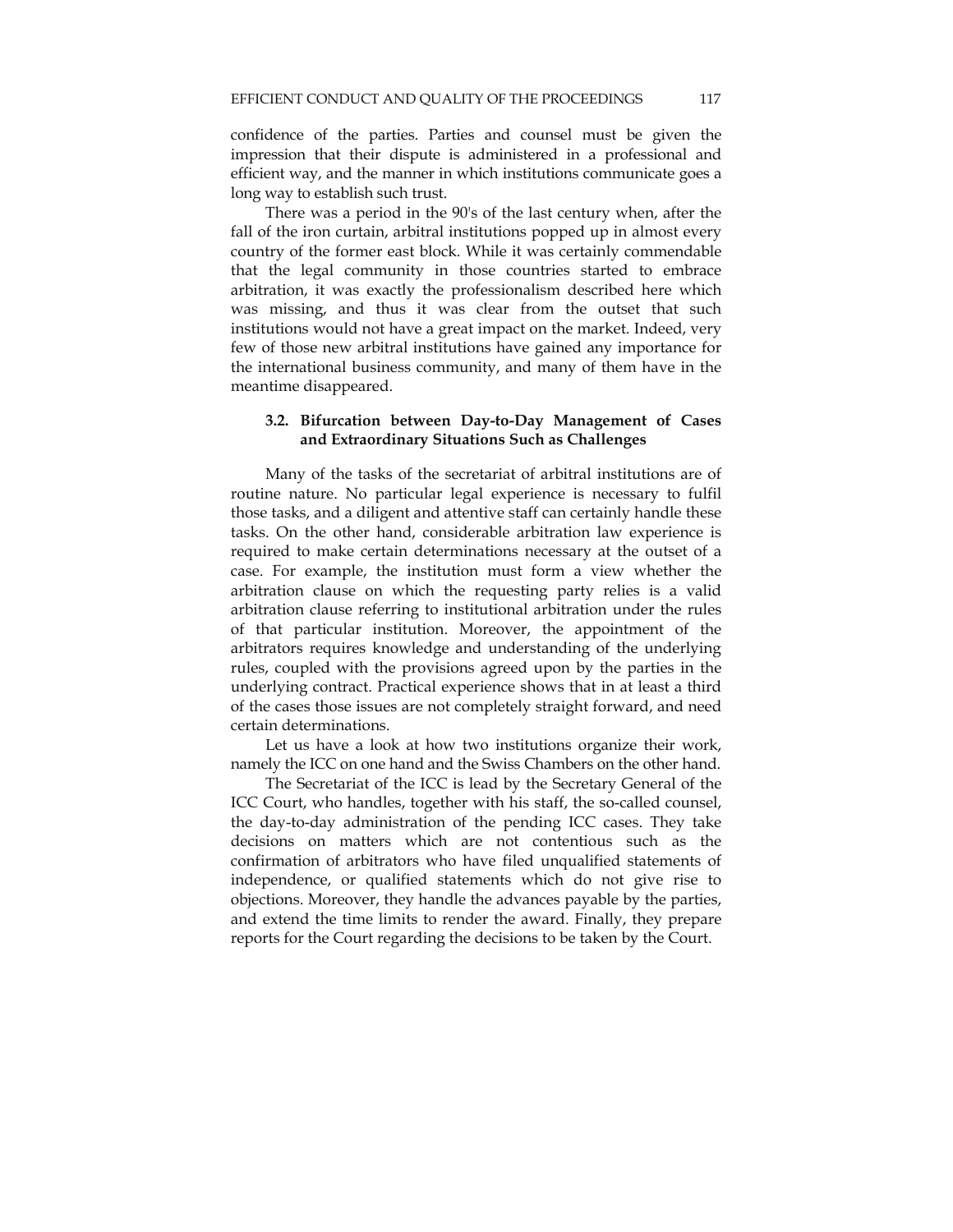confidence of the parties. Parties and counsel must be given the impression that their dispute is administered in a professional and efficient way, and the manner in which institutions communicate goes a long way to establish such trust.

There was a period in the 90's of the last century when, after the fall of the iron curtain, arbitral institutions popped up in almost every country of the former east block. While it was certainly commendable that the legal community in those countries started to embrace arbitration, it was exactly the professionalism described here which was missing, and thus it was clear from the outset that such institutions would not have a great impact on the market. Indeed, very few of those new arbitral institutions have gained any importance for the international business community, and many of them have in the meantime disappeared.

### 3.2. Bifurcation between Day-to-Day Management of Cases and Extraordinary Situations Such as Challenges

Many of the tasks of the secretariat of arbitral institutions are of routine nature. No particular legal experience is necessary to fulfil those tasks, and a diligent and attentive staff can certainly handle these tasks. On the other hand, considerable arbitration law experience is required to make certain determinations necessary at the outset of a case. For example, the institution must form a view whether the arbitration clause on which the requesting party relies is a valid arbitration clause referring to institutional arbitration under the rules of that particular institution. Moreover, the appointment of the arbitrators requires knowledge and understanding of the underlying rules, coupled with the provisions agreed upon by the parties in the underlying contract. Practical experience shows that in at least a third of the cases those issues are not completely straight forward, and need certain determinations.

Let us have a look at how two institutions organize their work, namely the ICC on one hand and the Swiss Chambers on the other hand.

The Secretariat of the ICC is lead by the Secretary General of the ICC Court, who handles, together with his staff, the so-called counsel, the day-to-day administration of the pending ICC cases. They take decisions on matters which are not contentious such as the confirmation of arbitrators who have filed unqualified statements of independence, or qualified statements which do not give rise to objections. Moreover, they handle the advances payable by the parties, and extend the time limits to render the award. Finally, they prepare reports for the Court regarding the decisions to be taken by the Court.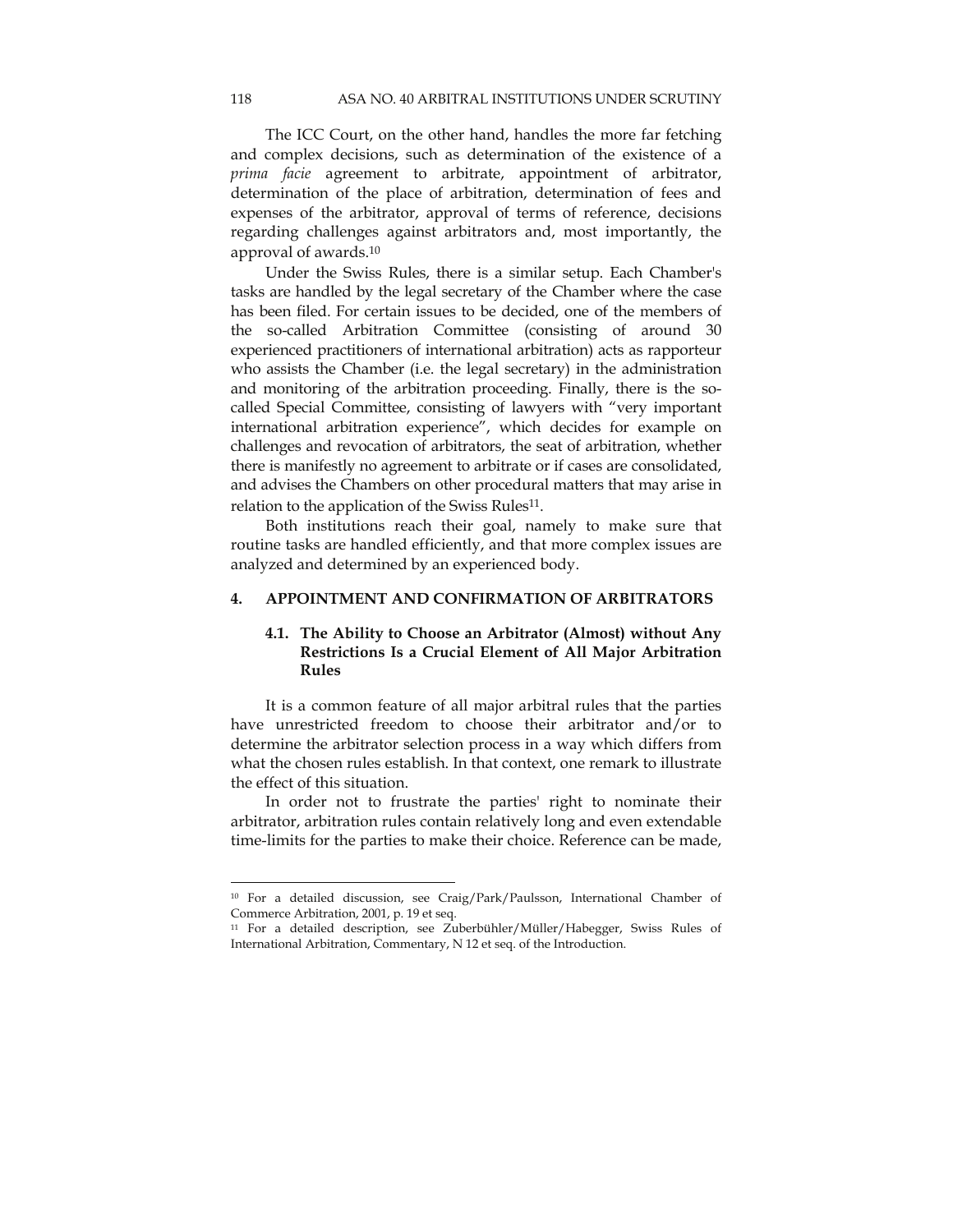The ICC Court, on the other hand, handles the more far fetching and complex decisions, such as determination of the existence of a *prima facie* agreement to arbitrate, appointment of arbitrator, determination of the place of arbitration, determination of fees and expenses of the arbitrator, approval of terms of reference, decisions regarding challenges against arbitrators and, most importantly, the approval of awards.[10]

Under the Swiss Rules, there is a similar setup. Each Chamber's tasks are handled by the legal secretary of the Chamber where the case has been filed. For certain issues to be decided, one of the members of the so-called Arbitration Committee (consisting of around 30 experienced practitioners of international arbitration) acts as rapporteur who assists the Chamber (i.e. the legal secretary) in the administration and monitoring of the arbitration proceeding. Finally, there is the so-called Special Committee, consisting of lawyers with "very important international arbitration experience", which decides for example on challenges and revocation of arbitrators, the seat of arbitration, whether there is manifestly no agreement to arbitrate or if cases are consolidated, and advises the Chambers on other procedural matters that may arise in relation to the application of the Swiss Rules[11].

Both institutions reach their goal, namely to make sure that routine tasks are handled efficiently, and that more complex issues are analyzed and determined by an experienced body.

## 4. APPOINTMENT AND CONFIRMATION OF ARBITRATORS

### 4.1. The Ability to Choose an Arbitrator (Almost) without Any Restrictions Is a Crucial Element of All Major Arbitration Rules

It is a common feature of all major arbitral rules that the parties have unrestricted freedom to choose their arbitrator and/or to determine the arbitrator selection process in a way which differs from what the chosen rules establish. In that context, one remark to illustrate the effect of this situation.

In order not to frustrate the parties' right to nominate their arbitrator, arbitration rules contain relatively long and even extendable time-limits for the parties to make their choice. Reference can be made,

---

[10] For a detailed discussion, see Craig/Park/Paulsson, International Chamber of Commerce Arbitration, 2001, p. 19 et seq.

[11] For a detailed description, see Zuberbühler/Müller/Habegger, Swiss Rules of International Arbitration, Commentary, N 12 et seq. of the Introduction.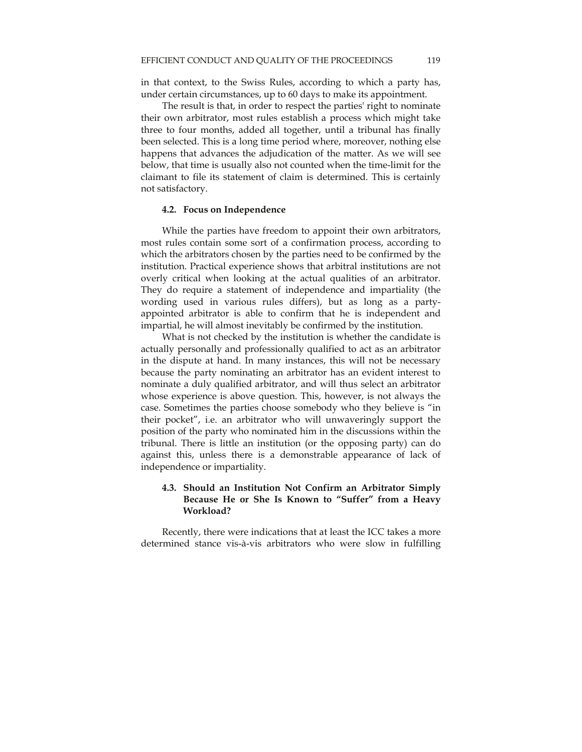in that context, to the Swiss Rules, according to which a party has, under certain circumstances, up to 60 days to make its appointment.

The result is that, in order to respect the parties' right to nominate their own arbitrator, most rules establish a process which might take three to four months, added all together, until a tribunal has finally been selected. This is a long time period where, moreover, nothing else happens that advances the adjudication of the matter. As we will see below, that time is usually also not counted when the time-limit for the claimant to file its statement of claim is determined. This is certainly not satisfactory.

### 4.2. Focus on Independence

While the parties have freedom to appoint their own arbitrators, most rules contain some sort of a confirmation process, according to which the arbitrators chosen by the parties need to be confirmed by the institution. Practical experience shows that arbitral institutions are not overly critical when looking at the actual qualities of an arbitrator. They do require a statement of independence and impartiality (the wording used in various rules differs), but as long as a party-appointed arbitrator is able to confirm that he is independent and impartial, he will almost inevitably be confirmed by the institution.

What is not checked by the institution is whether the candidate is actually personally and professionally qualified to act as an arbitrator in the dispute at hand. In many instances, this will not be necessary because the party nominating an arbitrator has an evident interest to nominate a duly qualified arbitrator, and will thus select an arbitrator whose experience is above question. This, however, is not always the case. Sometimes the parties choose somebody who they believe is "in their pocket", i.e. an arbitrator who will unwaveringly support the position of the party who nominated him in the discussions within the tribunal. There is little an institution (or the opposing party) can do against this, unless there is a demonstrable appearance of lack of independence or impartiality.

### 4.3. Should an Institution Not Confirm an Arbitrator Simply Because He or She Is Known to "Suffer" from a Heavy Workload?

Recently, there were indications that at least the ICC takes a more determined stance vis-à-vis arbitrators who were slow in fulfilling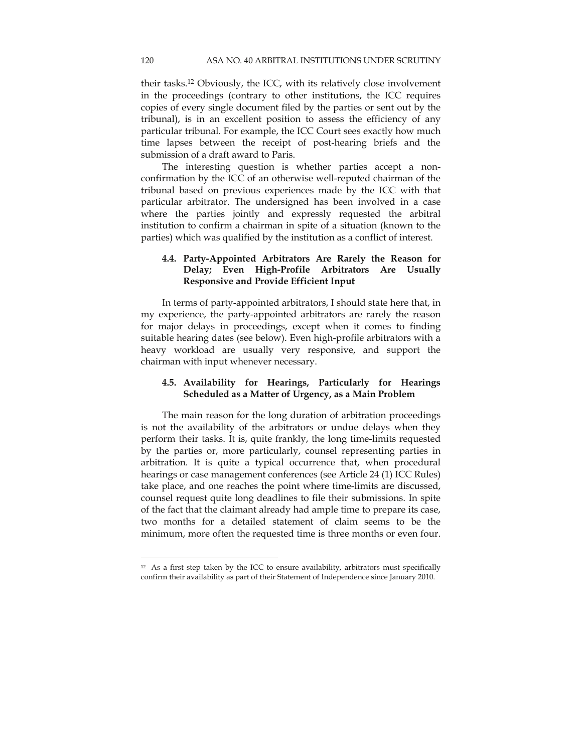their tasks.[12] Obviously, the ICC, with its relatively close involvement in the proceedings (contrary to other institutions, the ICC requires copies of every single document filed by the parties or sent out by the tribunal), is in an excellent position to assess the efficiency of any particular tribunal. For example, the ICC Court sees exactly how much time lapses between the receipt of post-hearing briefs and the submission of a draft award to Paris.

The interesting question is whether parties accept a non-confirmation by the ICC of an otherwise well-reputed chairman of the tribunal based on previous experiences made by the ICC with that particular arbitrator. The undersigned has been involved in a case where the parties jointly and expressly requested the arbitral institution to confirm a chairman in spite of a situation (known to the parties) which was qualified by the institution as a conflict of interest.

### 4.4. Party-Appointed Arbitrators Are Rarely the Reason for Delay; Even High-Profile Arbitrators Are Usually Responsive and Provide Efficient Input

In terms of party-appointed arbitrators, I should state here that, in my experience, the party-appointed arbitrators are rarely the reason for major delays in proceedings, except when it comes to finding suitable hearing dates (see below). Even high-profile arbitrators with a heavy workload are usually very responsive, and support the chairman with input whenever necessary.

### 4.5. Availability for Hearings, Particularly for Hearings Scheduled as a Matter of Urgency, as a Main Problem

The main reason for the long duration of arbitration proceedings is not the availability of the arbitrators or undue delays when they perform their tasks. It is, quite frankly, the long time-limits requested by the parties or, more particularly, counsel representing parties in arbitration. It is quite a typical occurrence that, when procedural hearings or case management conferences (see Article 24 (1) ICC Rules) take place, and one reaches the point where time-limits are discussed, counsel request quite long deadlines to file their submissions. In spite of the fact that the claimant already had ample time to prepare its case, two months for a detailed statement of claim seems to be the minimum, more often the requested time is three months or even four.

---

[12] As a first step taken by the ICC to ensure availability, arbitrators must specifically confirm their availability as part of their Statement of Independence since January 2010.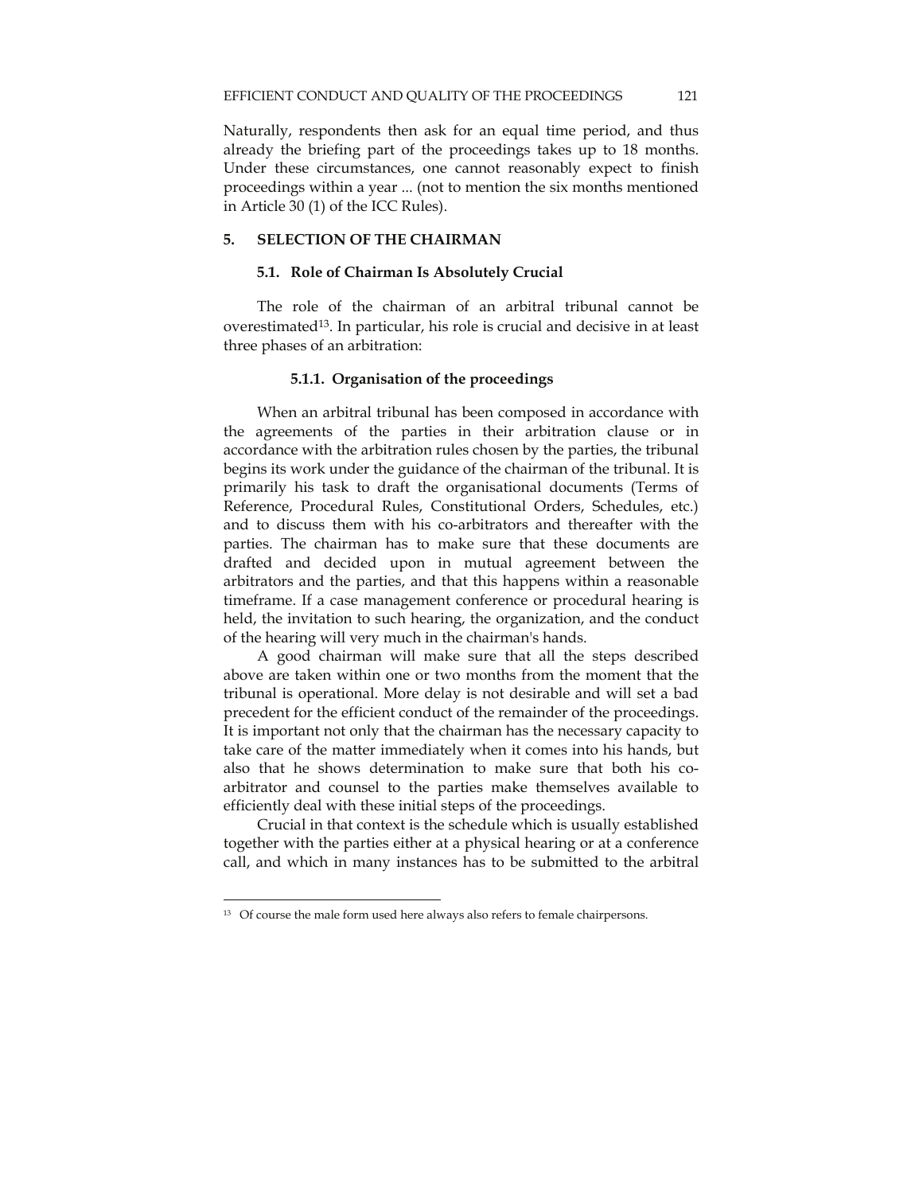Naturally, respondents then ask for an equal time period, and thus already the briefing part of the proceedings takes up to 18 months. Under these circumstances, one cannot reasonably expect to finish proceedings within a year ... (not to mention the six months mentioned in Article 30 (1) of the ICC Rules).

## 5. SELECTION OF THE CHAIRMAN

### 5.1. Role of Chairman Is Absolutely Crucial

The role of the chairman of an arbitral tribunal cannot be overestimated[13]. In particular, his role is crucial and decisive in at least three phases of an arbitration:

#### 5.1.1. Organisation of the proceedings

When an arbitral tribunal has been composed in accordance with the agreements of the parties in their arbitration clause or in accordance with the arbitration rules chosen by the parties, the tribunal begins its work under the guidance of the chairman of the tribunal. It is primarily his task to draft the organisational documents (Terms of Reference, Procedural Rules, Constitutional Orders, Schedules, etc.) and to discuss them with his co-arbitrators and thereafter with the parties. The chairman has to make sure that these documents are drafted and decided upon in mutual agreement between the arbitrators and the parties, and that this happens within a reasonable timeframe. If a case management conference or procedural hearing is held, the invitation to such hearing, the organization, and the conduct of the hearing will very much in the chairman's hands.

A good chairman will make sure that all the steps described above are taken within one or two months from the moment that the tribunal is operational. More delay is not desirable and will set a bad precedent for the efficient conduct of the remainder of the proceedings. It is important not only that the chairman has the necessary capacity to take care of the matter immediately when it comes into his hands, but also that he shows determination to make sure that both his co-arbitrator and counsel to the parties make themselves available to efficiently deal with these initial steps of the proceedings.

Crucial in that context is the schedule which is usually established together with the parties either at a physical hearing or at a conference call, and which in many instances has to be submitted to the arbitral

---

[13] Of course the male form used here always also refers to female chairpersons.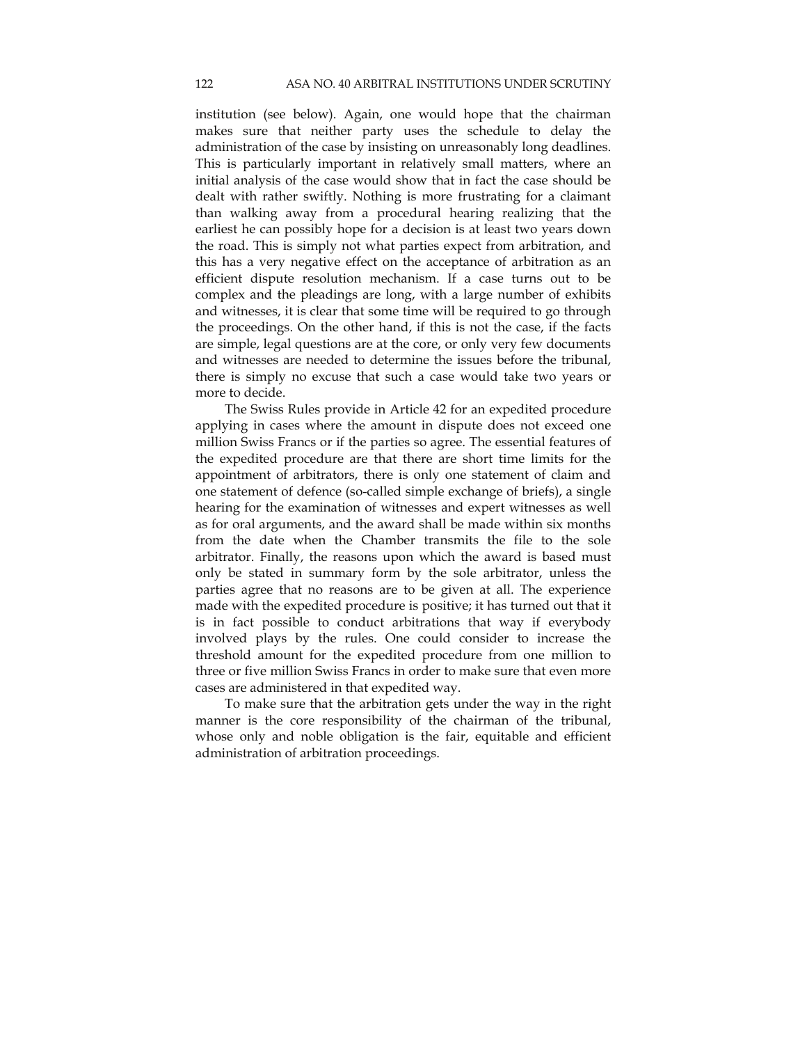institution (see below). Again, one would hope that the chairman makes sure that neither party uses the schedule to delay the administration of the case by insisting on unreasonably long deadlines. This is particularly important in relatively small matters, where an initial analysis of the case would show that in fact the case should be dealt with rather swiftly. Nothing is more frustrating for a claimant than walking away from a procedural hearing realizing that the earliest he can possibly hope for a decision is at least two years down the road. This is simply not what parties expect from arbitration, and this has a very negative effect on the acceptance of arbitration as an efficient dispute resolution mechanism. If a case turns out to be complex and the pleadings are long, with a large number of exhibits and witnesses, it is clear that some time will be required to go through the proceedings. On the other hand, if this is not the case, if the facts are simple, legal questions are at the core, or only very few documents and witnesses are needed to determine the issues before the tribunal, there is simply no excuse that such a case would take two years or more to decide.

The Swiss Rules provide in Article 42 for an expedited procedure applying in cases where the amount in dispute does not exceed one million Swiss Francs or if the parties so agree. The essential features of the expedited procedure are that there are short time limits for the appointment of arbitrators, there is only one statement of claim and one statement of defence (so-called simple exchange of briefs), a single hearing for the examination of witnesses and expert witnesses as well as for oral arguments, and the award shall be made within six months from the date when the Chamber transmits the file to the sole arbitrator. Finally, the reasons upon which the award is based must only be stated in summary form by the sole arbitrator, unless the parties agree that no reasons are to be given at all. The experience made with the expedited procedure is positive; it has turned out that it is in fact possible to conduct arbitrations that way if everybody involved plays by the rules. One could consider to increase the threshold amount for the expedited procedure from one million to three or five million Swiss Francs in order to make sure that even more cases are administered in that expedited way.

To make sure that the arbitration gets under the way in the right manner is the core responsibility of the chairman of the tribunal, whose only and noble obligation is the fair, equitable and efficient administration of arbitration proceedings.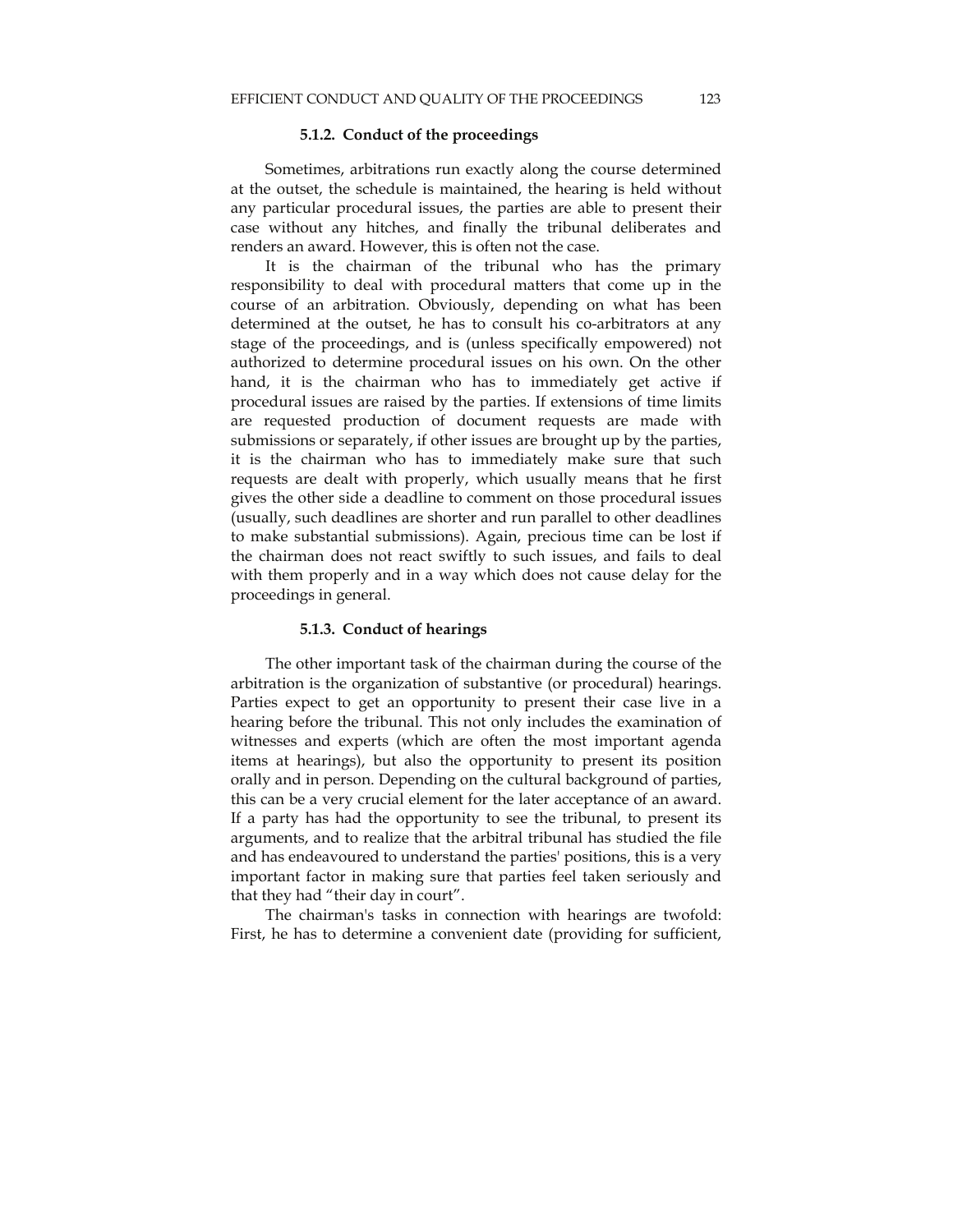### 5.1.2. Conduct of the proceedings

Sometimes, arbitrations run exactly along the course determined at the outset, the schedule is maintained, the hearing is held without any particular procedural issues, the parties are able to present their case without any hitches, and finally the tribunal deliberates and renders an award. However, this is often not the case.

It is the chairman of the tribunal who has the primary responsibility to deal with procedural matters that come up in the course of an arbitration. Obviously, depending on what has been determined at the outset, he has to consult his co-arbitrators at any stage of the proceedings, and is (unless specifically empowered) not authorized to determine procedural issues on his own. On the other hand, it is the chairman who has to immediately get active if procedural issues are raised by the parties. If extensions of time limits are requested production of document requests are made with submissions or separately, if other issues are brought up by the parties, it is the chairman who has to immediately make sure that such requests are dealt with properly, which usually means that he first gives the other side a deadline to comment on those procedural issues (usually, such deadlines are shorter and run parallel to other deadlines to make substantial submissions). Again, precious time can be lost if the chairman does not react swiftly to such issues, and fails to deal with them properly and in a way which does not cause delay for the proceedings in general.

### 5.1.3. Conduct of hearings

The other important task of the chairman during the course of the arbitration is the organization of substantive (or procedural) hearings. Parties expect to get an opportunity to present their case live in a hearing before the tribunal. This not only includes the examination of witnesses and experts (which are often the most important agenda items at hearings), but also the opportunity to present its position orally and in person. Depending on the cultural background of parties, this can be a very crucial element for the later acceptance of an award. If a party has had the opportunity to see the tribunal, to present its arguments, and to realize that the arbitral tribunal has studied the file and has endeavoured to understand the parties' positions, this is a very important factor in making sure that parties feel taken seriously and that they had "their day in court".

The chairman's tasks in connection with hearings are twofold: First, he has to determine a convenient date (providing for sufficient,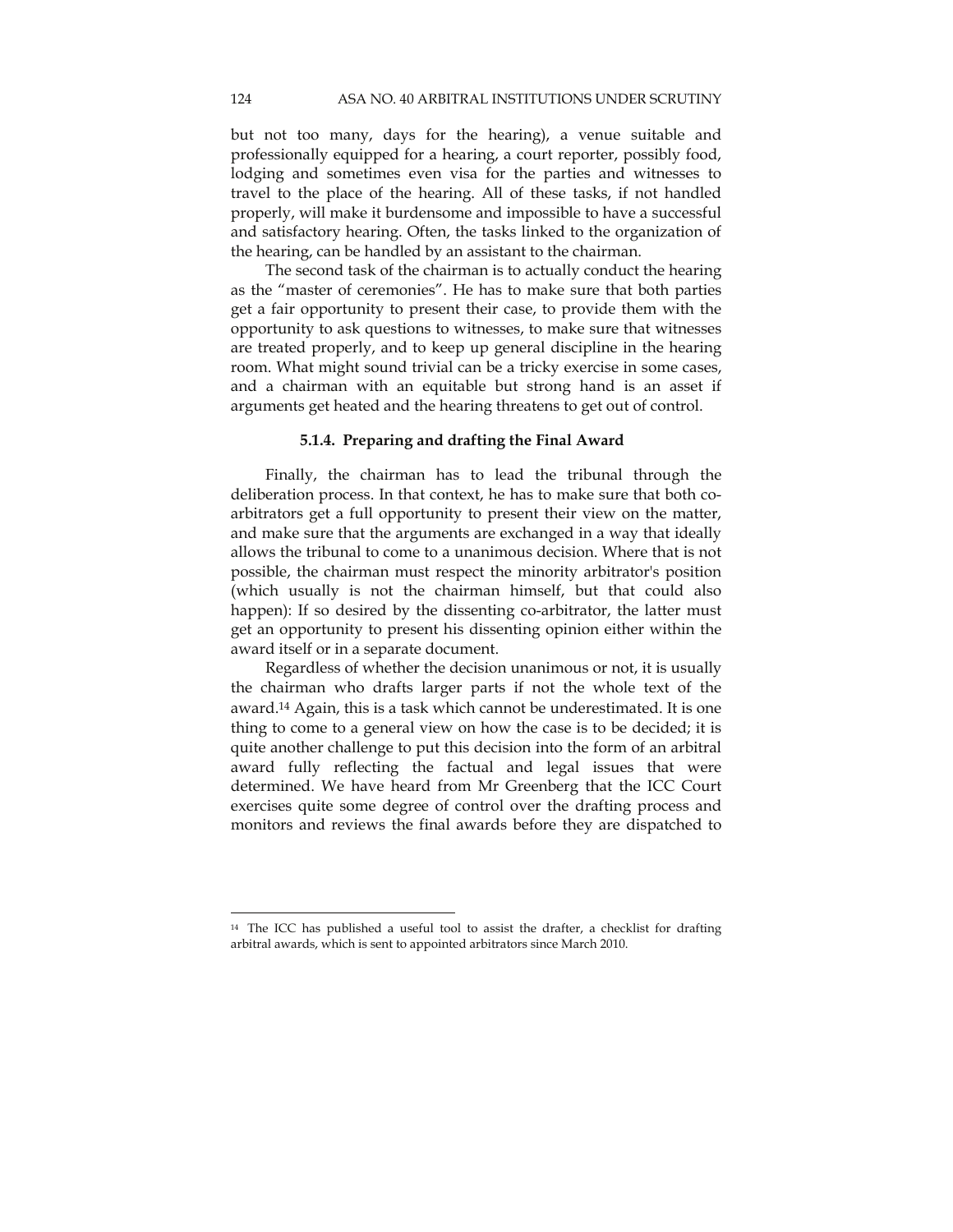but not too many, days for the hearing), a venue suitable and professionally equipped for a hearing, a court reporter, possibly food, lodging and sometimes even visa for the parties and witnesses to travel to the place of the hearing. All of these tasks, if not handled properly, will make it burdensome and impossible to have a successful and satisfactory hearing. Often, the tasks linked to the organization of the hearing, can be handled by an assistant to the chairman.

The second task of the chairman is to actually conduct the hearing as the "master of ceremonies". He has to make sure that both parties get a fair opportunity to present their case, to provide them with the opportunity to ask questions to witnesses, to make sure that witnesses are treated properly, and to keep up general discipline in the hearing room. What might sound trivial can be a tricky exercise in some cases, and a chairman with an equitable but strong hand is an asset if arguments get heated and the hearing threatens to get out of control.

#### 5.1.4. Preparing and drafting the Final Award

Finally, the chairman has to lead the tribunal through the deliberation process. In that context, he has to make sure that both co-arbitrators get a full opportunity to present their view on the matter, and make sure that the arguments are exchanged in a way that ideally allows the tribunal to come to a unanimous decision. Where that is not possible, the chairman must respect the minority arbitrator's position (which usually is not the chairman himself, but that could also happen): If so desired by the dissenting co-arbitrator, the latter must get an opportunity to present his dissenting opinion either within the award itself or in a separate document.

Regardless of whether the decision unanimous or not, it is usually the chairman who drafts larger parts if not the whole text of the award.[14] Again, this is a task which cannot be underestimated. It is one thing to come to a general view on how the case is to be decided; it is quite another challenge to put this decision into the form of an arbitral award fully reflecting the factual and legal issues that were determined. We have heard from Mr Greenberg that the ICC Court exercises quite some degree of control over the drafting process and monitors and reviews the final awards before they are dispatched to

---

[14] The ICC has published a useful tool to assist the drafter, a checklist for drafting arbitral awards, which is sent to appointed arbitrators since March 2010.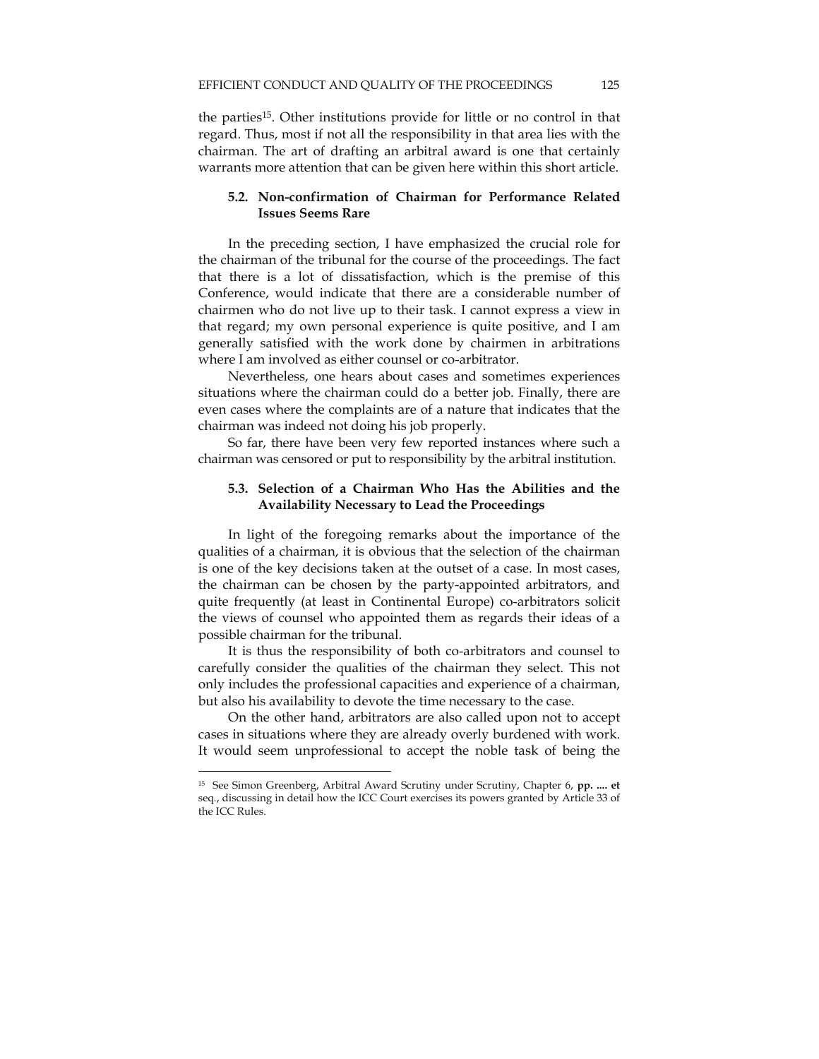the parties[15]. Other institutions provide for little or no control in that regard. Thus, most if not all the responsibility in that area lies with the chairman. The art of drafting an arbitral award is one that certainly warrants more attention that can be given here within this short article.

### 5.2. Non-confirmation of Chairman for Performance Related Issues Seems Rare

In the preceding section, I have emphasized the crucial role for the chairman of the tribunal for the course of the proceedings. The fact that there is a lot of dissatisfaction, which is the premise of this Conference, would indicate that there are a considerable number of chairmen who do not live up to their task. I cannot express a view in that regard; my own personal experience is quite positive, and I am generally satisfied with the work done by chairmen in arbitrations where I am involved as either counsel or co-arbitrator.

Nevertheless, one hears about cases and sometimes experiences situations where the chairman could do a better job. Finally, there are even cases where the complaints are of a nature that indicates that the chairman was indeed not doing his job properly.

So far, there have been very few reported instances where such a chairman was censored or put to responsibility by the arbitral institution.

### 5.3. Selection of a Chairman Who Has the Abilities and the Availability Necessary to Lead the Proceedings

In light of the foregoing remarks about the importance of the qualities of a chairman, it is obvious that the selection of the chairman is one of the key decisions taken at the outset of a case. In most cases, the chairman can be chosen by the party-appointed arbitrators, and quite frequently (at least in Continental Europe) co-arbitrators solicit the views of counsel who appointed them as regards their ideas of a possible chairman for the tribunal.

It is thus the responsibility of both co-arbitrators and counsel to carefully consider the qualities of the chairman they select. This not only includes the professional capacities and experience of a chairman, but also his availability to devote the time necessary to the case.

On the other hand, arbitrators are also called upon not to accept cases in situations where they are already overly burdened with work. It would seem unprofessional to accept the noble task of being the

---

[15] See Simon Greenberg, Arbitral Award Scrutiny under Scrutiny, Chapter 6, **pp. .... et** seq., discussing in detail how the ICC Court exercises its powers granted by Article 33 of the ICC Rules.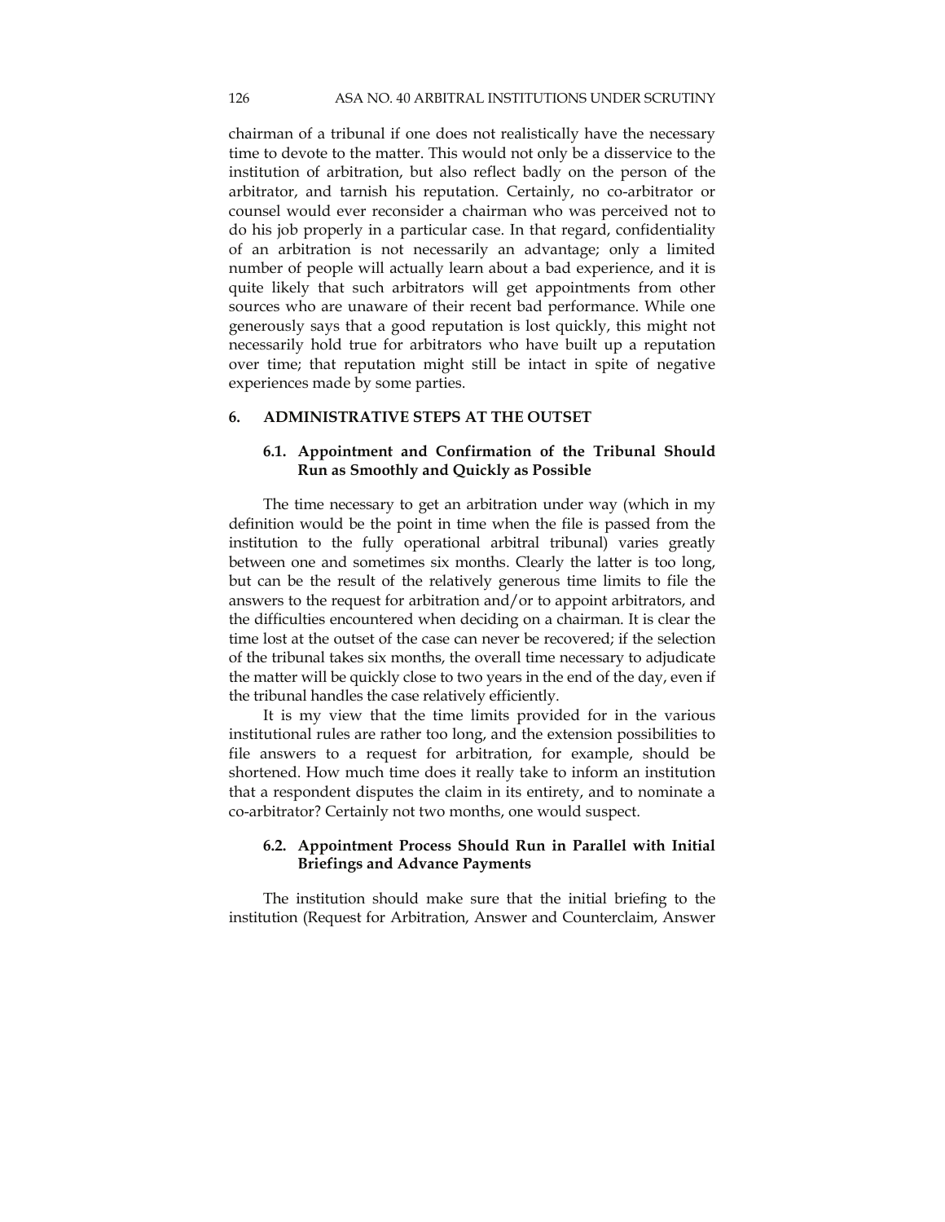chairman of a tribunal if one does not realistically have the necessary time to devote to the matter. This would not only be a disservice to the institution of arbitration, but also reflect badly on the person of the arbitrator, and tarnish his reputation. Certainly, no co-arbitrator or counsel would ever reconsider a chairman who was perceived not to do his job properly in a particular case. In that regard, confidentiality of an arbitration is not necessarily an advantage; only a limited number of people will actually learn about a bad experience, and it is quite likely that such arbitrators will get appointments from other sources who are unaware of their recent bad performance. While one generously says that a good reputation is lost quickly, this might not necessarily hold true for arbitrators who have built up a reputation over time; that reputation might still be intact in spite of negative experiences made by some parties.

## 6. ADMINISTRATIVE STEPS AT THE OUTSET

### 6.1. Appointment and Confirmation of the Tribunal Should Run as Smoothly and Quickly as Possible

The time necessary to get an arbitration under way (which in my definition would be the point in time when the file is passed from the institution to the fully operational arbitral tribunal) varies greatly between one and sometimes six months. Clearly the latter is too long, but can be the result of the relatively generous time limits to file the answers to the request for arbitration and/or to appoint arbitrators, and the difficulties encountered when deciding on a chairman. It is clear the time lost at the outset of the case can never be recovered; if the selection of the tribunal takes six months, the overall time necessary to adjudicate the matter will be quickly close to two years in the end of the day, even if the tribunal handles the case relatively efficiently.

It is my view that the time limits provided for in the various institutional rules are rather too long, and the extension possibilities to file answers to a request for arbitration, for example, should be shortened. How much time does it really take to inform an institution that a respondent disputes the claim in its entirety, and to nominate a co-arbitrator? Certainly not two months, one would suspect.

### 6.2. Appointment Process Should Run in Parallel with Initial Briefings and Advance Payments

The institution should make sure that the initial briefing to the institution (Request for Arbitration, Answer and Counterclaim, Answer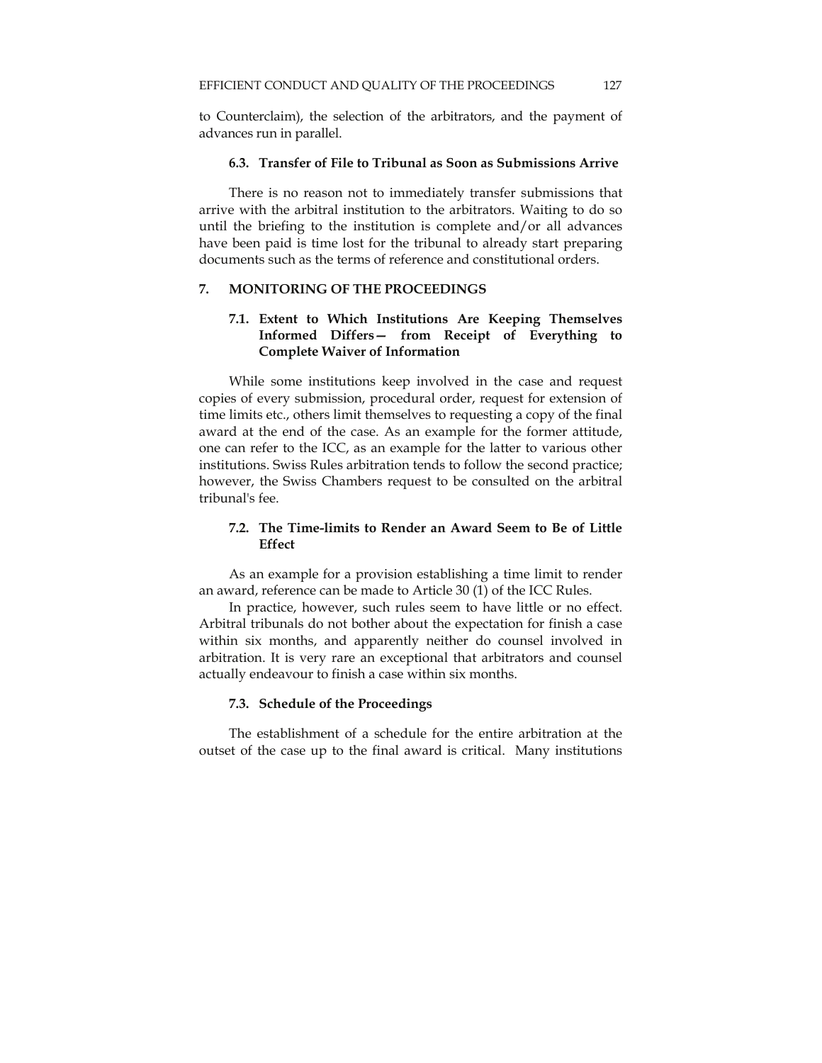to Counterclaim), the selection of the arbitrators, and the payment of advances run in parallel.

### 6.3. Transfer of File to Tribunal as Soon as Submissions Arrive

There is no reason not to immediately transfer submissions that arrive with the arbitral institution to the arbitrators. Waiting to do so until the briefing to the institution is complete and/or all advances have been paid is time lost for the tribunal to already start preparing documents such as the terms of reference and constitutional orders.

## 7. MONITORING OF THE PROCEEDINGS

### 7.1. Extent to Which Institutions Are Keeping Themselves Informed Differs— from Receipt of Everything to Complete Waiver of Information

While some institutions keep involved in the case and request copies of every submission, procedural order, request for extension of time limits etc., others limit themselves to requesting a copy of the final award at the end of the case. As an example for the former attitude, one can refer to the ICC, as an example for the latter to various other institutions. Swiss Rules arbitration tends to follow the second practice; however, the Swiss Chambers request to be consulted on the arbitral tribunal's fee.

### 7.2. The Time-limits to Render an Award Seem to Be of Little Effect

As an example for a provision establishing a time limit to render an award, reference can be made to Article 30 (1) of the ICC Rules.

In practice, however, such rules seem to have little or no effect. Arbitral tribunals do not bother about the expectation for finish a case within six months, and apparently neither do counsel involved in arbitration. It is very rare an exceptional that arbitrators and counsel actually endeavour to finish a case within six months.

### 7.3. Schedule of the Proceedings

The establishment of a schedule for the entire arbitration at the outset of the case up to the final award is critical. Many institutions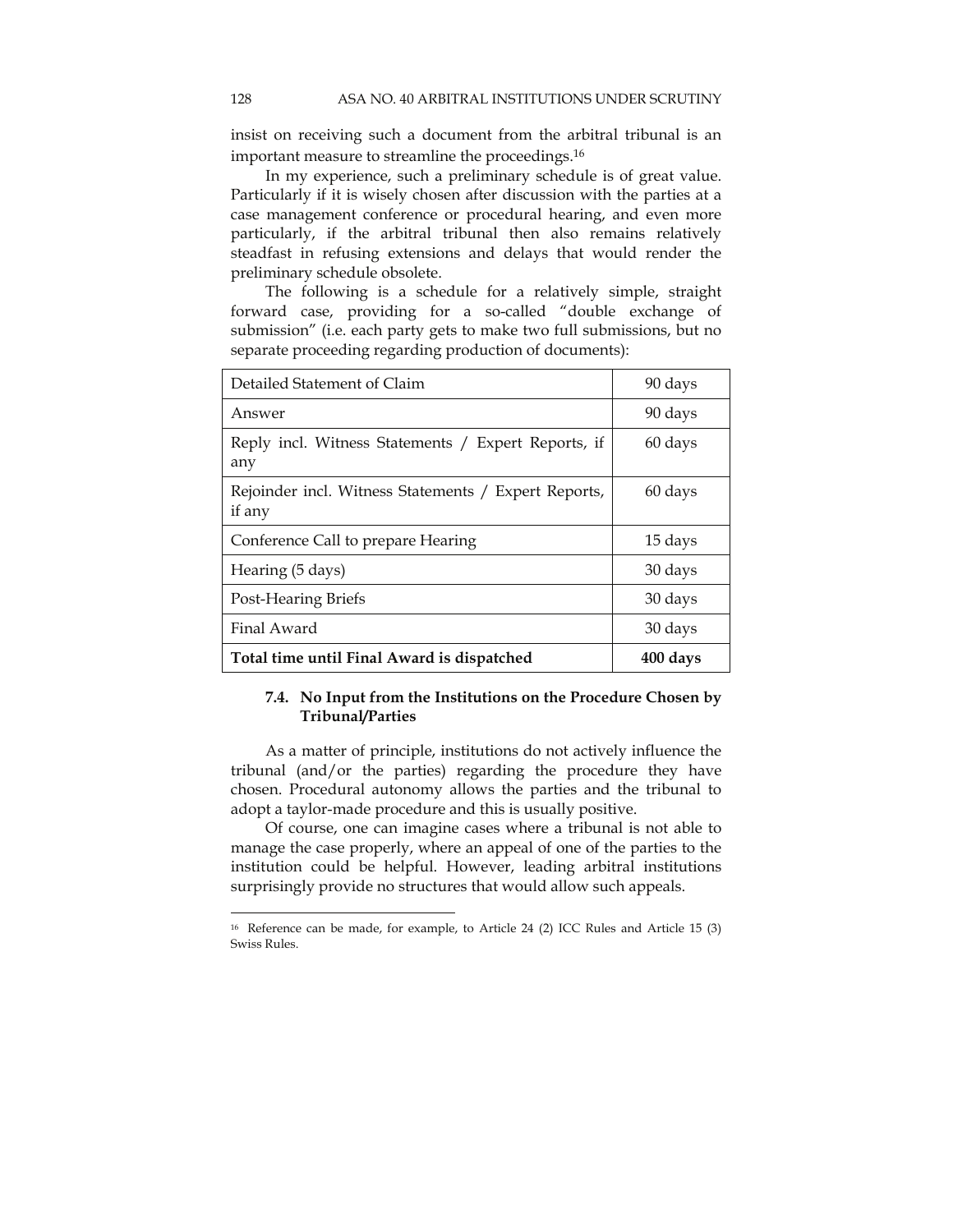insist on receiving such a document from the arbitral tribunal is an important measure to streamline the proceedings.[16]

In my experience, such a preliminary schedule is of great value. Particularly if it is wisely chosen after discussion with the parties at a case management conference or procedural hearing, and even more particularly, if the arbitral tribunal then also remains relatively steadfast in refusing extensions and delays that would render the preliminary schedule obsolete.

The following is a schedule for a relatively simple, straight forward case, providing for a so-called "double exchange of submission" (i.e. each party gets to make two full submissions, but no separate proceeding regarding production of documents):

| | |
|---|---|
| Detailed Statement of Claim | 90 days |
| Answer | 90 days |
| Reply incl. Witness Statements / Expert Reports, if any | 60 days |
| Rejoinder incl. Witness Statements / Expert Reports, if any | 60 days |
| Conference Call to prepare Hearing | 15 days |
| Hearing (5 days) | 30 days |
| Post-Hearing Briefs | 30 days |
| Final Award | 30 days |
| **Total time until Final Award is dispatched** | **400 days** |

### 7.4. No Input from the Institutions on the Procedure Chosen by Tribunal/Parties

As a matter of principle, institutions do not actively influence the tribunal (and/or the parties) regarding the procedure they have chosen. Procedural autonomy allows the parties and the tribunal to adopt a taylor-made procedure and this is usually positive.

Of course, one can imagine cases where a tribunal is not able to manage the case properly, where an appeal of one of the parties to the institution could be helpful. However, leading arbitral institutions surprisingly provide no structures that would allow such appeals.

---

[16] Reference can be made, for example, to Article 24 (2) ICC Rules and Article 15 (3) Swiss Rules.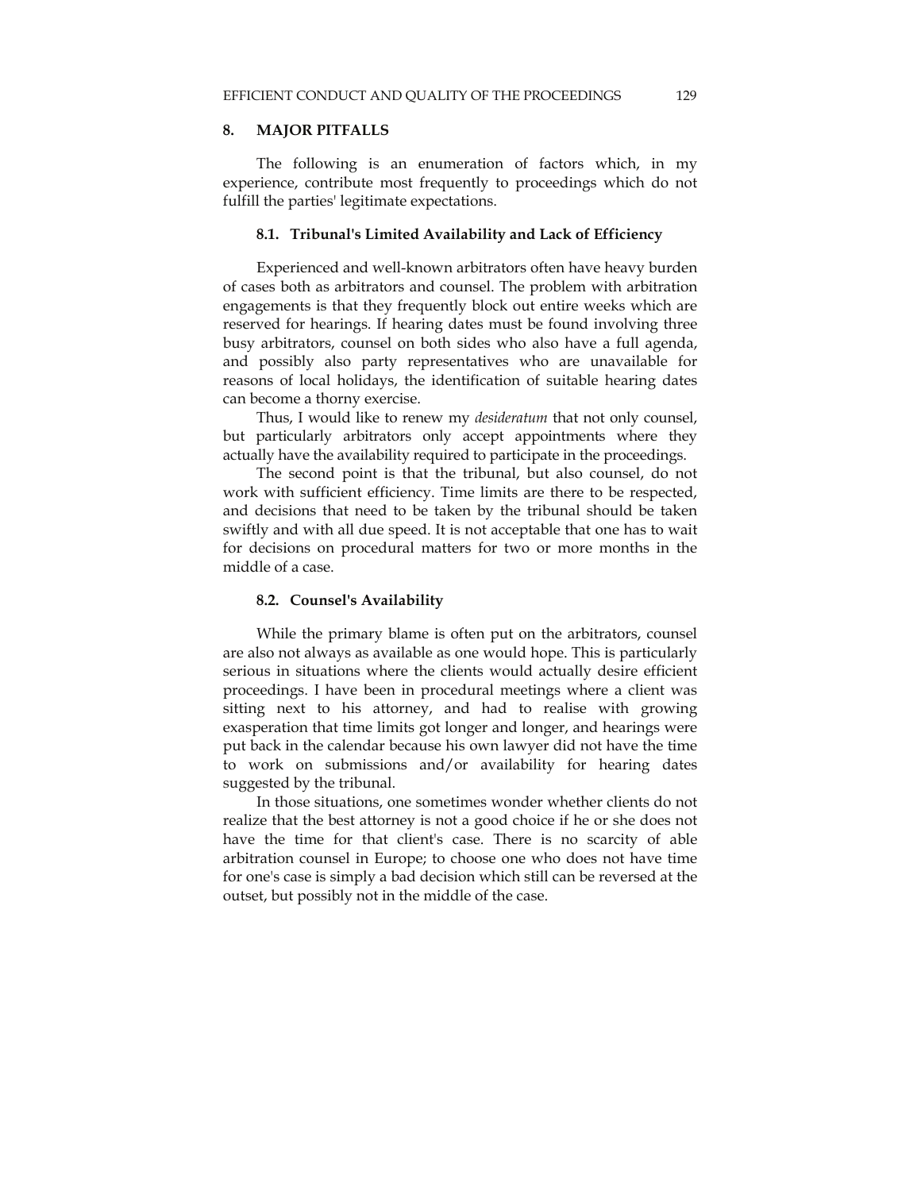## 8. MAJOR PITFALLS

The following is an enumeration of factors which, in my experience, contribute most frequently to proceedings which do not fulfill the parties' legitimate expectations.

### 8.1. Tribunal's Limited Availability and Lack of Efficiency

Experienced and well-known arbitrators often have heavy burden of cases both as arbitrators and counsel. The problem with arbitration engagements is that they frequently block out entire weeks which are reserved for hearings. If hearing dates must be found involving three busy arbitrators, counsel on both sides who also have a full agenda, and possibly also party representatives who are unavailable for reasons of local holidays, the identification of suitable hearing dates can become a thorny exercise.

Thus, I would like to renew my *desideratum* that not only counsel, but particularly arbitrators only accept appointments where they actually have the availability required to participate in the proceedings.

The second point is that the tribunal, but also counsel, do not work with sufficient efficiency. Time limits are there to be respected, and decisions that need to be taken by the tribunal should be taken swiftly and with all due speed. It is not acceptable that one has to wait for decisions on procedural matters for two or more months in the middle of a case.

### 8.2. Counsel's Availability

While the primary blame is often put on the arbitrators, counsel are also not always as available as one would hope. This is particularly serious in situations where the clients would actually desire efficient proceedings. I have been in procedural meetings where a client was sitting next to his attorney, and had to realise with growing exasperation that time limits got longer and longer, and hearings were put back in the calendar because his own lawyer did not have the time to work on submissions and/or availability for hearing dates suggested by the tribunal.

In those situations, one sometimes wonder whether clients do not realize that the best attorney is not a good choice if he or she does not have the time for that client's case. There is no scarcity of able arbitration counsel in Europe; to choose one who does not have time for one's case is simply a bad decision which still can be reversed at the outset, but possibly not in the middle of the case.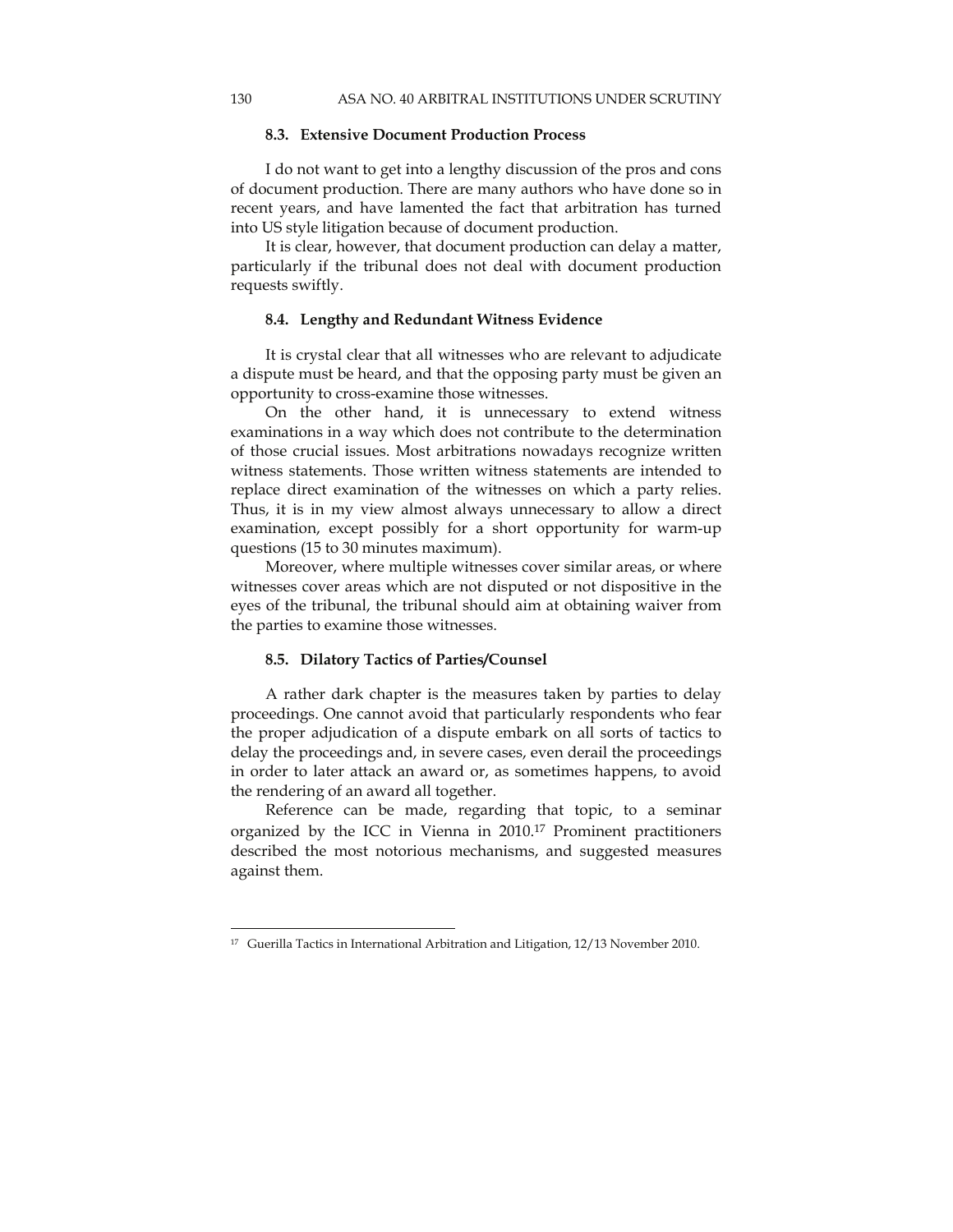### 8.3. Extensive Document Production Process

I do not want to get into a lengthy discussion of the pros and cons of document production. There are many authors who have done so in recent years, and have lamented the fact that arbitration has turned into US style litigation because of document production.

It is clear, however, that document production can delay a matter, particularly if the tribunal does not deal with document production requests swiftly.

### 8.4. Lengthy and Redundant Witness Evidence

It is crystal clear that all witnesses who are relevant to adjudicate a dispute must be heard, and that the opposing party must be given an opportunity to cross-examine those witnesses.

On the other hand, it is unnecessary to extend witness examinations in a way which does not contribute to the determination of those crucial issues. Most arbitrations nowadays recognize written witness statements. Those written witness statements are intended to replace direct examination of the witnesses on which a party relies. Thus, it is in my view almost always unnecessary to allow a direct examination, except possibly for a short opportunity for warm-up questions (15 to 30 minutes maximum).

Moreover, where multiple witnesses cover similar areas, or where witnesses cover areas which are not disputed or not dispositive in the eyes of the tribunal, the tribunal should aim at obtaining waiver from the parties to examine those witnesses.

### 8.5. Dilatory Tactics of Parties/Counsel

A rather dark chapter is the measures taken by parties to delay proceedings. One cannot avoid that particularly respondents who fear the proper adjudication of a dispute embark on all sorts of tactics to delay the proceedings and, in severe cases, even derail the proceedings in order to later attack an award or, as sometimes happens, to avoid the rendering of an award all together.

Reference can be made, regarding that topic, to a seminar organized by the ICC in Vienna in 2010.[17] Prominent practitioners described the most notorious mechanisms, and suggested measures against them.

---

[17] Guerilla Tactics in International Arbitration and Litigation, 12/13 November 2010.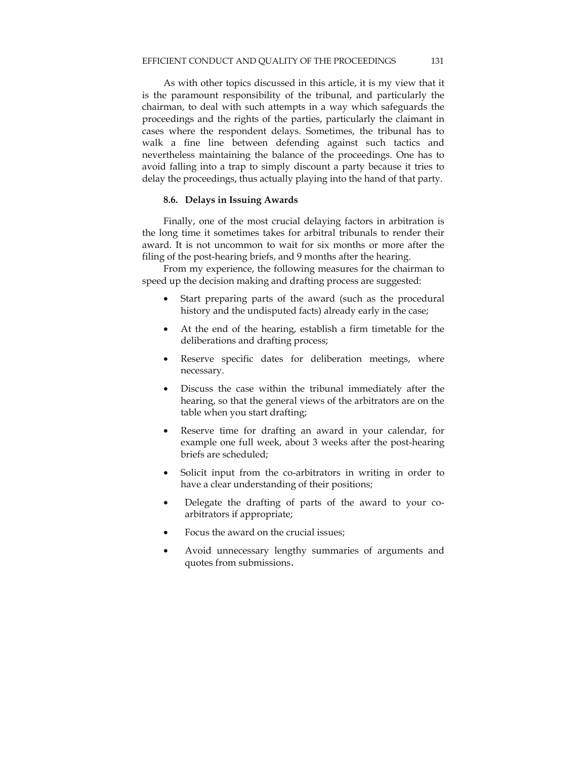As with other topics discussed in this article, it is my view that it is the paramount responsibility of the tribunal, and particularly the chairman, to deal with such attempts in a way which safeguards the proceedings and the rights of the parties, particularly the claimant in cases where the respondent delays. Sometimes, the tribunal has to walk a fine line between defending against such tactics and nevertheless maintaining the balance of the proceedings. One has to avoid falling into a trap to simply discount a party because it tries to delay the proceedings, thus actually playing into the hand of that party.

### 8.6. Delays in Issuing Awards

Finally, one of the most crucial delaying factors in arbitration is the long time it sometimes takes for arbitral tribunals to render their award. It is not uncommon to wait for six months or more after the filing of the post-hearing briefs, and 9 months after the hearing.

From my experience, the following measures for the chairman to speed up the decision making and drafting process are suggested:

- Start preparing parts of the award (such as the procedural history and the undisputed facts) already early in the case;
- At the end of the hearing, establish a firm timetable for the deliberations and drafting process;
- Reserve specific dates for deliberation meetings, where necessary.
- Discuss the case within the tribunal immediately after the hearing, so that the general views of the arbitrators are on the table when you start drafting;
- Reserve time for drafting an award in your calendar, for example one full week, about 3 weeks after the post-hearing briefs are scheduled;
- Solicit input from the co-arbitrators in writing in order to have a clear understanding of their positions;
- Delegate the drafting of parts of the award to your co-arbitrators if appropriate;
- Focus the award on the crucial issues;
- Avoid unnecessary lengthy summaries of arguments and quotes from submissions.